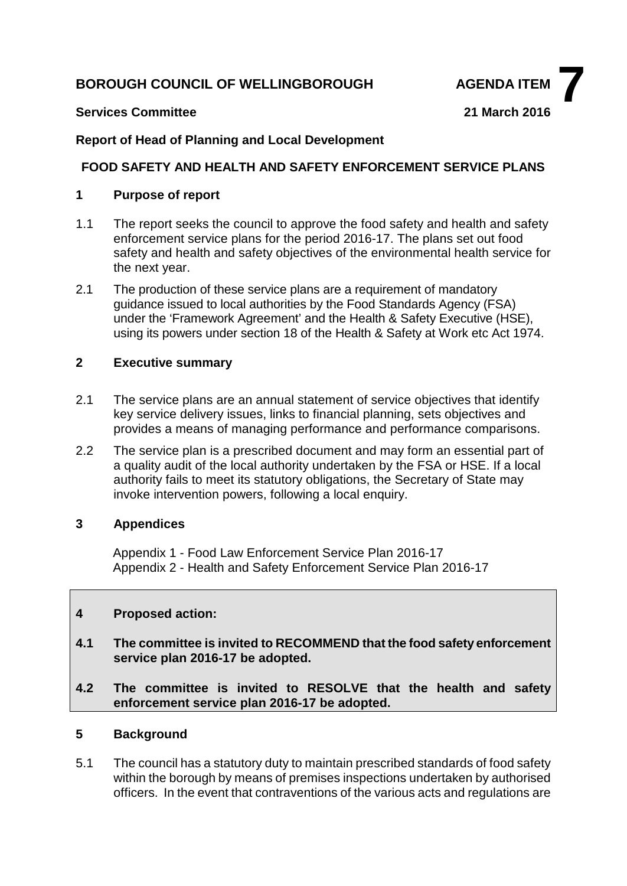**BOROUGH COUNCIL OF WELLINGBOROUGH** **AGENDA ITEM 7**

**Services Committee** **21 March 2016**

**Report of Head of Planning and Local Development**

## FOOD SAFETY AND HEALTH AND SAFETY ENFORCEMENT SERVICE PLANS

### 1 Purpose of report

1.1 The report seeks the council to approve the food safety and health and safety enforcement service plans for the period 2016-17. The plans set out food safety and health and safety objectives of the environmental health service for the next year.

2.1 The production of these service plans are a requirement of mandatory guidance issued to local authorities by the Food Standards Agency (FSA) under the 'Framework Agreement' and the Health & Safety Executive (HSE), using its powers under section 18 of the Health & Safety at Work etc Act 1974.

### 2 Executive summary

2.1 The service plans are an annual statement of service objectives that identify key service delivery issues, links to financial planning, sets objectives and provides a means of managing performance and performance comparisons.

2.2 The service plan is a prescribed document and may form an essential part of a quality audit of the local authority undertaken by the FSA or HSE. If a local authority fails to meet its statutory obligations, the Secretary of State may invoke intervention powers, following a local enquiry.

### 3 Appendices

Appendix 1 - Food Law Enforcement Service Plan 2016-17
Appendix 2 - Health and Safety Enforcement Service Plan 2016-17

### 4 Proposed action:

**4.1 The committee is invited to RECOMMEND that the food safety enforcement service plan 2016-17 be adopted.**

**4.2 The committee is invited to RESOLVE that the health and safety enforcement service plan 2016-17 be adopted.**

### 5 Background

5.1 The council has a statutory duty to maintain prescribed standards of food safety within the borough by means of premises inspections undertaken by authorised officers. In the event that contraventions of the various acts and regulations are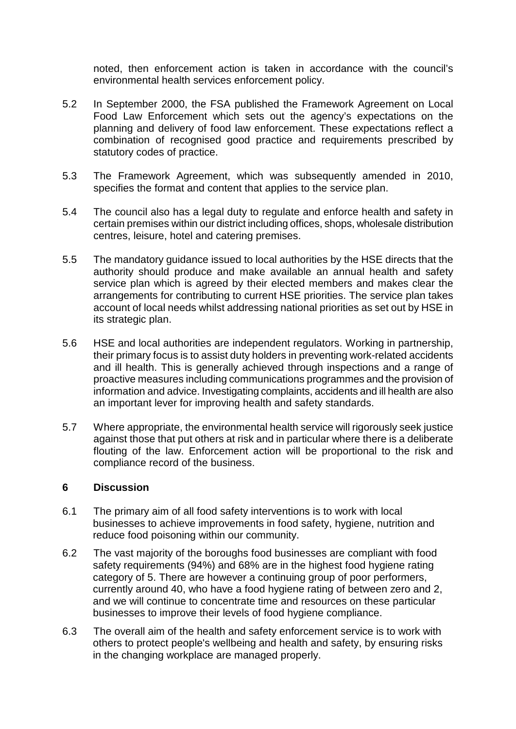noted, then enforcement action is taken in accordance with the council's environmental health services enforcement policy.

5.2 In September 2000, the FSA published the Framework Agreement on Local Food Law Enforcement which sets out the agency's expectations on the planning and delivery of food law enforcement. These expectations reflect a combination of recognised good practice and requirements prescribed by statutory codes of practice.

5.3 The Framework Agreement, which was subsequently amended in 2010, specifies the format and content that applies to the service plan.

5.4 The council also has a legal duty to regulate and enforce health and safety in certain premises within our district including offices, shops, wholesale distribution centres, leisure, hotel and catering premises.

5.5 The mandatory guidance issued to local authorities by the HSE directs that the authority should produce and make available an annual health and safety service plan which is agreed by their elected members and makes clear the arrangements for contributing to current HSE priorities. The service plan takes account of local needs whilst addressing national priorities as set out by HSE in its strategic plan.

5.6 HSE and local authorities are independent regulators. Working in partnership, their primary focus is to assist duty holders in preventing work-related accidents and ill health. This is generally achieved through inspections and a range of proactive measures including communications programmes and the provision of information and advice. Investigating complaints, accidents and ill health are also an important lever for improving health and safety standards.

5.7 Where appropriate, the environmental health service will rigorously seek justice against those that put others at risk and in particular where there is a deliberate flouting of the law. Enforcement action will be proportional to the risk and compliance record of the business.

## 6 Discussion

6.1 The primary aim of all food safety interventions is to work with local businesses to achieve improvements in food safety, hygiene, nutrition and reduce food poisoning within our community.

6.2 The vast majority of the boroughs food businesses are compliant with food safety requirements (94%) and 68% are in the highest food hygiene rating category of 5. There are however a continuing group of poor performers, currently around 40, who have a food hygiene rating of between zero and 2, and we will continue to concentrate time and resources on these particular businesses to improve their levels of food hygiene compliance.

6.3 The overall aim of the health and safety enforcement service is to work with others to protect people's wellbeing and health and safety, by ensuring risks in the changing workplace are managed properly.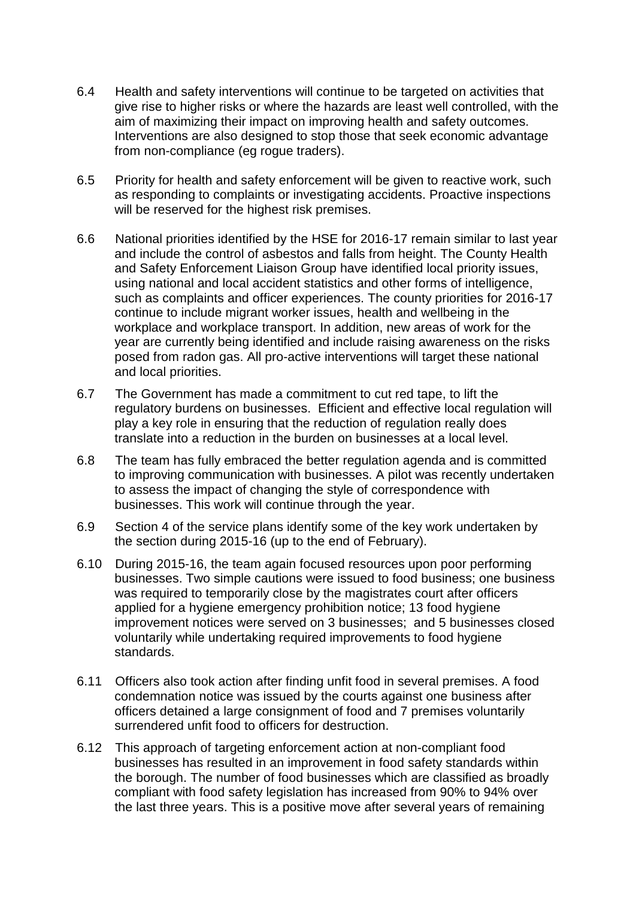6.4 Health and safety interventions will continue to be targeted on activities that give rise to higher risks or where the hazards are least well controlled, with the aim of maximizing their impact on improving health and safety outcomes. Interventions are also designed to stop those that seek economic advantage from non-compliance (eg rogue traders).

6.5 Priority for health and safety enforcement will be given to reactive work, such as responding to complaints or investigating accidents. Proactive inspections will be reserved for the highest risk premises.

6.6 National priorities identified by the HSE for 2016-17 remain similar to last year and include the control of asbestos and falls from height. The County Health and Safety Enforcement Liaison Group have identified local priority issues, using national and local accident statistics and other forms of intelligence, such as complaints and officer experiences. The county priorities for 2016-17 continue to include migrant worker issues, health and wellbeing in the workplace and workplace transport. In addition, new areas of work for the year are currently being identified and include raising awareness on the risks posed from radon gas. All pro-active interventions will target these national and local priorities.

6.7 The Government has made a commitment to cut red tape, to lift the regulatory burdens on businesses. Efficient and effective local regulation will play a key role in ensuring that the reduction of regulation really does translate into a reduction in the burden on businesses at a local level.

6.8 The team has fully embraced the better regulation agenda and is committed to improving communication with businesses. A pilot was recently undertaken to assess the impact of changing the style of correspondence with businesses. This work will continue through the year.

6.9 Section 4 of the service plans identify some of the key work undertaken by the section during 2015-16 (up to the end of February).

6.10 During 2015-16, the team again focused resources upon poor performing businesses. Two simple cautions were issued to food business; one business was required to temporarily close by the magistrates court after officers applied for a hygiene emergency prohibition notice; 13 food hygiene improvement notices were served on 3 businesses; and 5 businesses closed voluntarily while undertaking required improvements to food hygiene standards.

6.11 Officers also took action after finding unfit food in several premises. A food condemnation notice was issued by the courts against one business after officers detained a large consignment of food and 7 premises voluntarily surrendered unfit food to officers for destruction.

6.12 This approach of targeting enforcement action at non-compliant food businesses has resulted in an improvement in food safety standards within the borough. The number of food businesses which are classified as broadly compliant with food safety legislation has increased from 90% to 94% over the last three years. This is a positive move after several years of remaining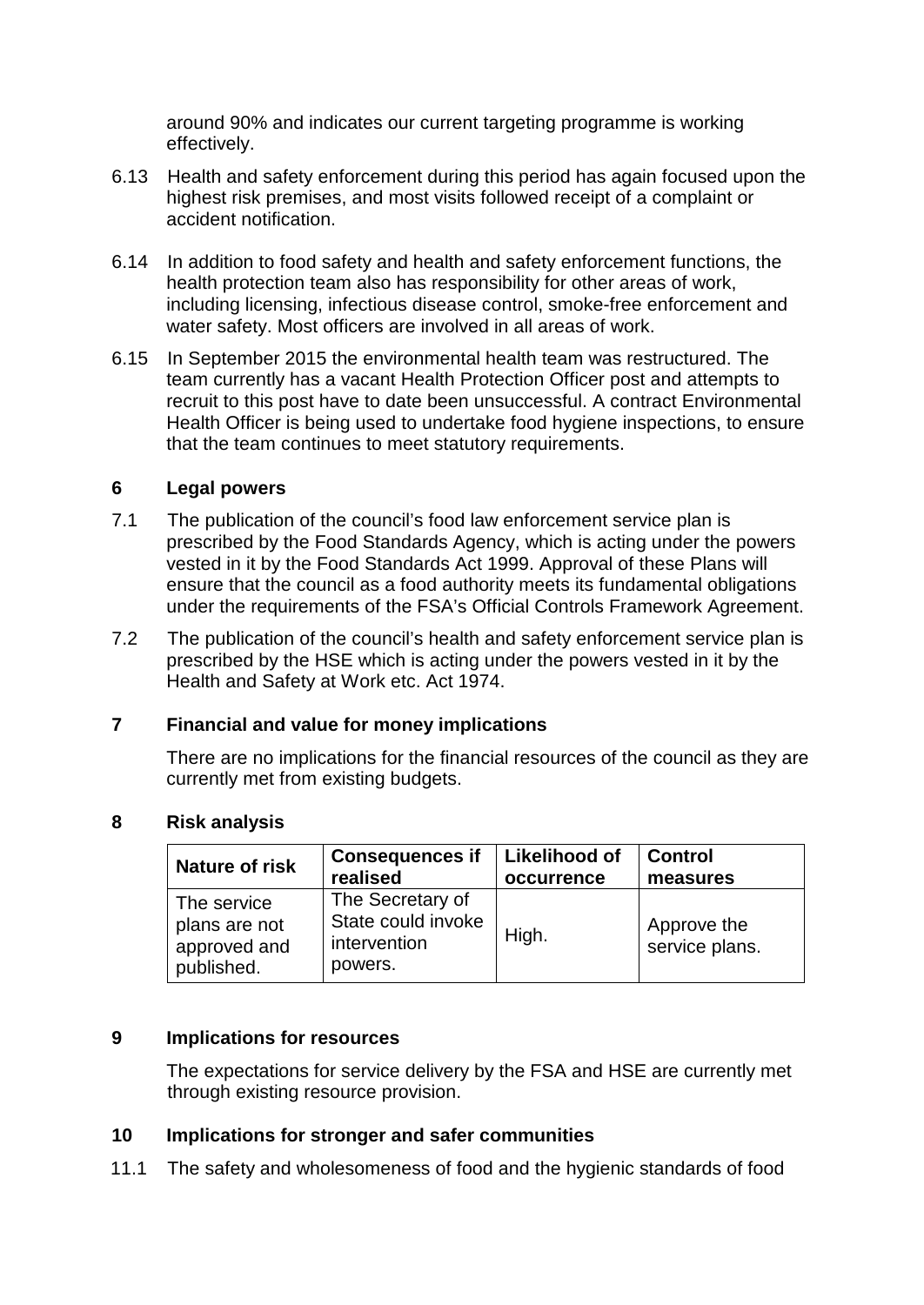around 90% and indicates our current targeting programme is working effectively.

6.13 Health and safety enforcement during this period has again focused upon the highest risk premises, and most visits followed receipt of a complaint or accident notification.

6.14 In addition to food safety and health and safety enforcement functions, the health protection team also has responsibility for other areas of work, including licensing, infectious disease control, smoke-free enforcement and water safety. Most officers are involved in all areas of work.

6.15 In September 2015 the environmental health team was restructured. The team currently has a vacant Health Protection Officer post and attempts to recruit to this post have to date been unsuccessful. A contract Environmental Health Officer is being used to undertake food hygiene inspections, to ensure that the team continues to meet statutory requirements.

## 6 Legal powers

7.1 The publication of the council's food law enforcement service plan is prescribed by the Food Standards Agency, which is acting under the powers vested in it by the Food Standards Act 1999. Approval of these Plans will ensure that the council as a food authority meets its fundamental obligations under the requirements of the FSA's Official Controls Framework Agreement.

7.2 The publication of the council's health and safety enforcement service plan is prescribed by the HSE which is acting under the powers vested in it by the Health and Safety at Work etc. Act 1974.

## 7 Financial and value for money implications

There are no implications for the financial resources of the council as they are currently met from existing budgets.

## 8 Risk analysis

| Nature of risk | Consequences if realised | Likelihood of occurrence | Control measures |
|---|---|---|---|
| The service plans are not approved and published. | The Secretary of State could invoke intervention powers. | High. | Approve the service plans. |

## 9 Implications for resources

The expectations for service delivery by the FSA and HSE are currently met through existing resource provision.

## 10 Implications for stronger and safer communities

11.1 The safety and wholesomeness of food and the hygienic standards of food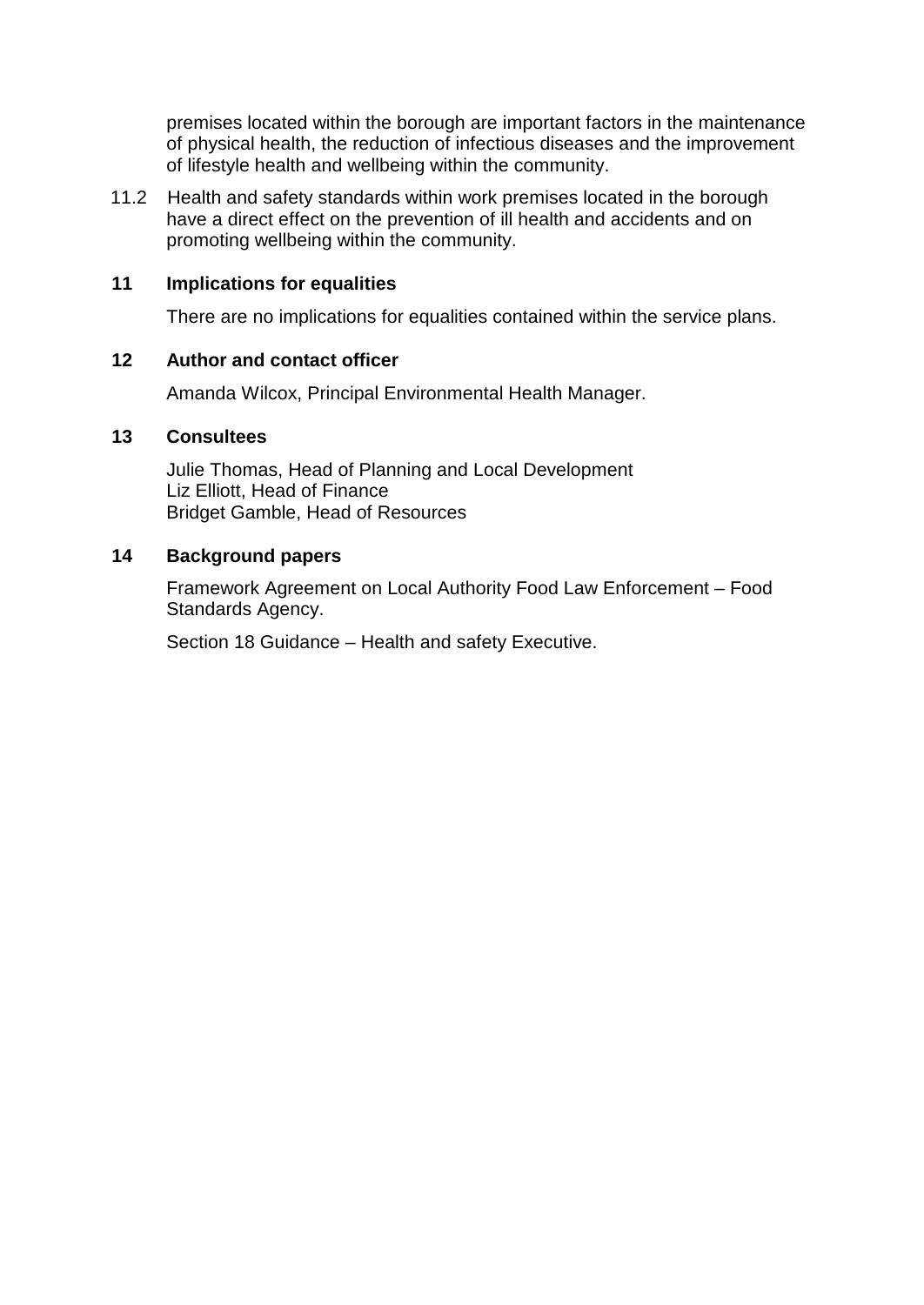premises located within the borough are important factors in the maintenance of physical health, the reduction of infectious diseases and the improvement of lifestyle health and wellbeing within the community.

11.2 Health and safety standards within work premises located in the borough have a direct effect on the prevention of ill health and accidents and on promoting wellbeing within the community.

## 11 Implications for equalities

There are no implications for equalities contained within the service plans.

## 12 Author and contact officer

Amanda Wilcox, Principal Environmental Health Manager.

## 13 Consultees

Julie Thomas, Head of Planning and Local Development
Liz Elliott, Head of Finance
Bridget Gamble, Head of Resources

## 14 Background papers

Framework Agreement on Local Authority Food Law Enforcement – Food Standards Agency.

Section 18 Guidance – Health and safety Executive.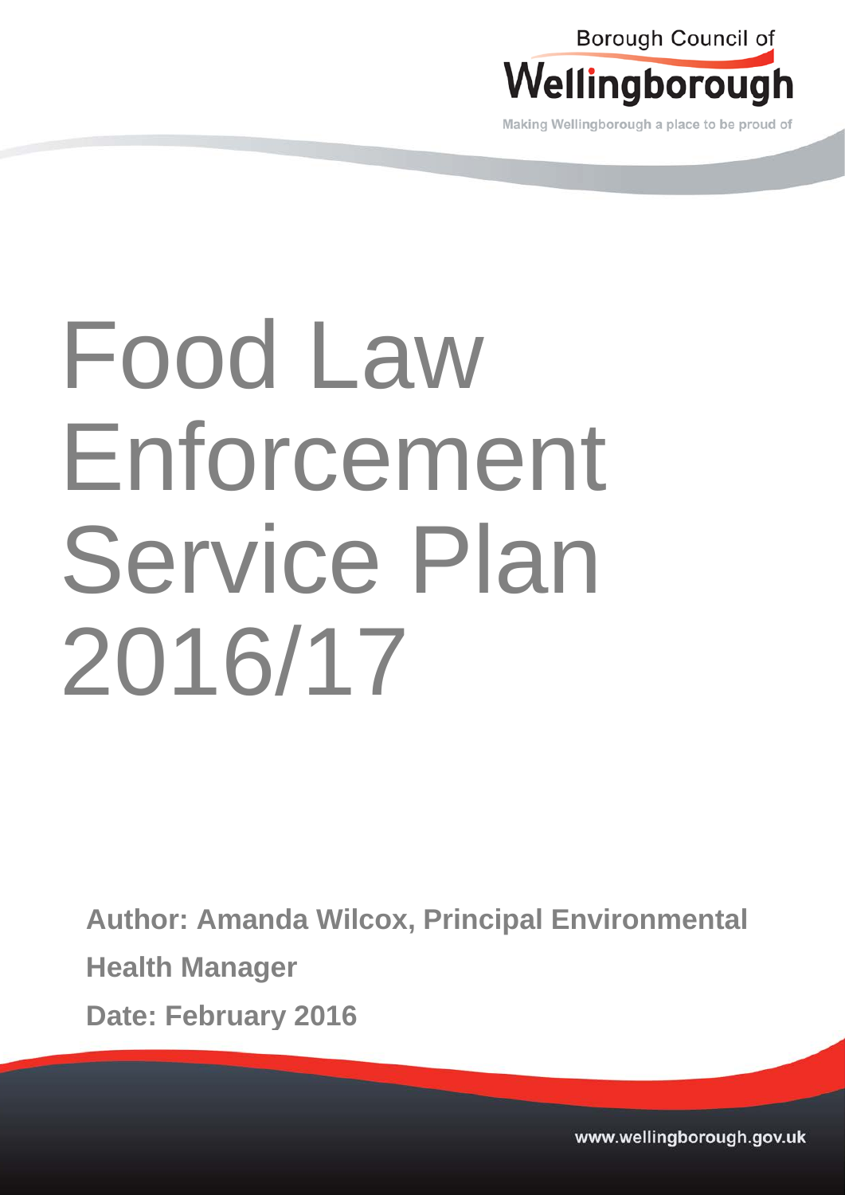Borough Council of

Wellingborough

Making Wellingborough a place to be proud of

# Food Law Enforcement Service Plan 2016/17

**Author: Amanda Wilcox, Principal Environmental Health Manager**

**Date: February 2016**

www.wellingborough.gov.uk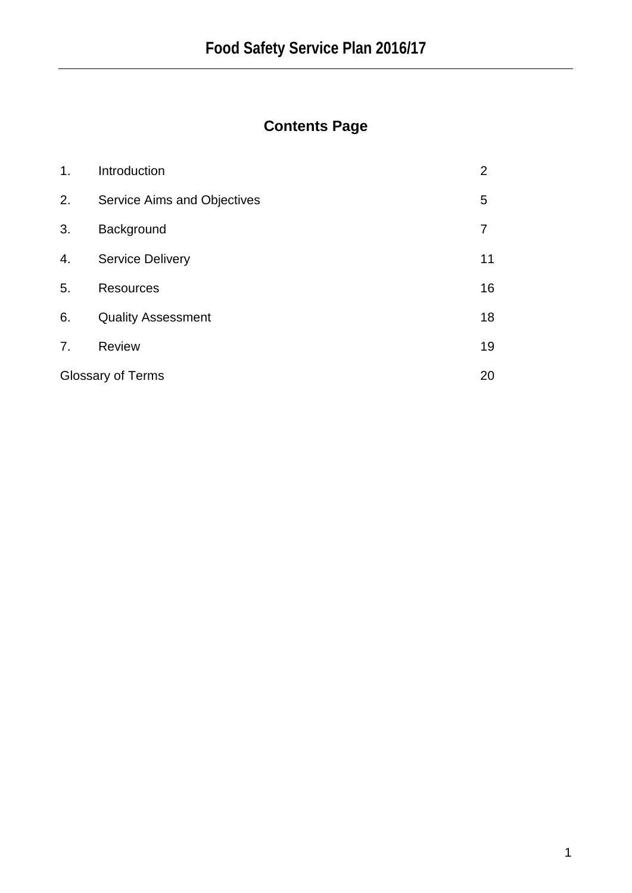# Food Safety Service Plan 2016/17

## Contents Page

| | | |
|---|---|---|
| 1. | Introduction | 2 |
| 2. | Service Aims and Objectives | 5 |
| 3. | Background | 7 |
| 4. | Service Delivery | 11 |
| 5. | Resources | 16 |
| 6. | Quality Assessment | 18 |
| 7. | Review | 19 |
| Glossary of Terms | | 20 |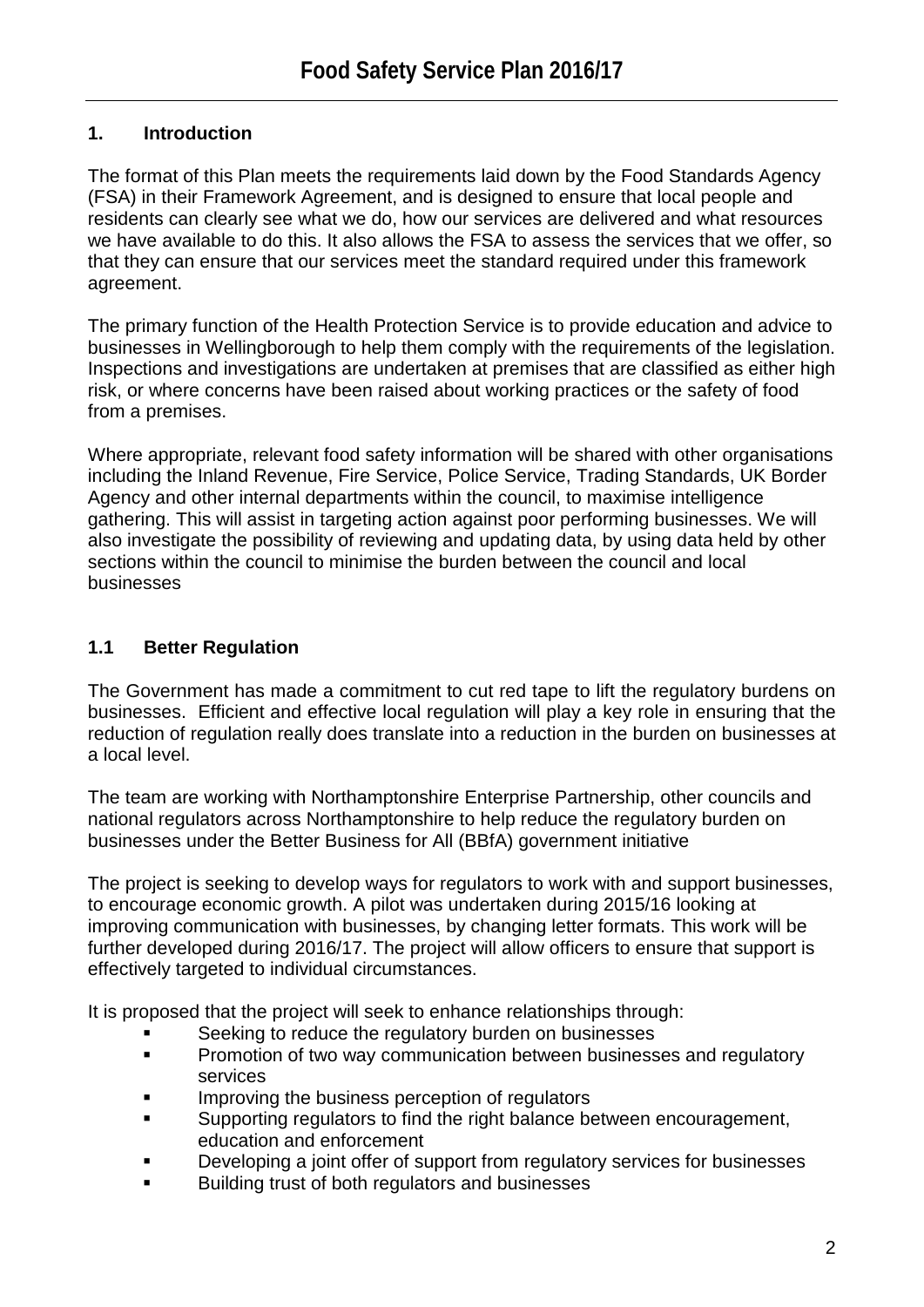# Food Safety Service Plan 2016/17

## 1. Introduction

The format of this Plan meets the requirements laid down by the Food Standards Agency (FSA) in their Framework Agreement, and is designed to ensure that local people and residents can clearly see what we do, how our services are delivered and what resources we have available to do this. It also allows the FSA to assess the services that we offer, so that they can ensure that our services meet the standard required under this framework agreement.

The primary function of the Health Protection Service is to provide education and advice to businesses in Wellingborough to help them comply with the requirements of the legislation. Inspections and investigations are undertaken at premises that are classified as either high risk, or where concerns have been raised about working practices or the safety of food from a premises.

Where appropriate, relevant food safety information will be shared with other organisations including the Inland Revenue, Fire Service, Police Service, Trading Standards, UK Border Agency and other internal departments within the council, to maximise intelligence gathering. This will assist in targeting action against poor performing businesses. We will also investigate the possibility of reviewing and updating data, by using data held by other sections within the council to minimise the burden between the council and local businesses

### 1.1 Better Regulation

The Government has made a commitment to cut red tape to lift the regulatory burdens on businesses. Efficient and effective local regulation will play a key role in ensuring that the reduction of regulation really does translate into a reduction in the burden on businesses at a local level.

The team are working with Northamptonshire Enterprise Partnership, other councils and national regulators across Northamptonshire to help reduce the regulatory burden on businesses under the Better Business for All (BBfA) government initiative

The project is seeking to develop ways for regulators to work with and support businesses, to encourage economic growth. A pilot was undertaken during 2015/16 looking at improving communication with businesses, by changing letter formats. This work will be further developed during 2016/17. The project will allow officers to ensure that support is effectively targeted to individual circumstances.

It is proposed that the project will seek to enhance relationships through:

- Seeking to reduce the regulatory burden on businesses
- Promotion of two way communication between businesses and regulatory services
- Improving the business perception of regulators
- Supporting regulators to find the right balance between encouragement, education and enforcement
- Developing a joint offer of support from regulatory services for businesses
- Building trust of both regulators and businesses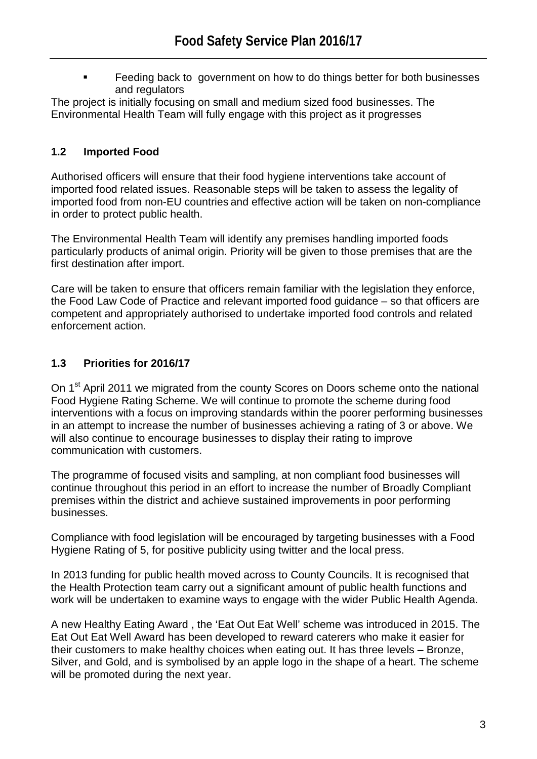- Feeding back to government on how to do things better for both businesses and regulators

The project is initially focusing on small and medium sized food businesses. The Environmental Health Team will fully engage with this project as it progresses

### 1.2 Imported Food

Authorised officers will ensure that their food hygiene interventions take account of imported food related issues. Reasonable steps will be taken to assess the legality of imported food from non-EU countries and effective action will be taken on non-compliance in order to protect public health.

The Environmental Health Team will identify any premises handling imported foods particularly products of animal origin. Priority will be given to those premises that are the first destination after import.

Care will be taken to ensure that officers remain familiar with the legislation they enforce, the Food Law Code of Practice and relevant imported food guidance – so that officers are competent and appropriately authorised to undertake imported food controls and related enforcement action.

### 1.3 Priorities for 2016/17

On 1st April 2011 we migrated from the county Scores on Doors scheme onto the national Food Hygiene Rating Scheme. We will continue to promote the scheme during food interventions with a focus on improving standards within the poorer performing businesses in an attempt to increase the number of businesses achieving a rating of 3 or above. We will also continue to encourage businesses to display their rating to improve communication with customers.

The programme of focused visits and sampling, at non compliant food businesses will continue throughout this period in an effort to increase the number of Broadly Compliant premises within the district and achieve sustained improvements in poor performing businesses.

Compliance with food legislation will be encouraged by targeting businesses with a Food Hygiene Rating of 5, for positive publicity using twitter and the local press.

In 2013 funding for public health moved across to County Councils. It is recognised that the Health Protection team carry out a significant amount of public health functions and work will be undertaken to examine ways to engage with the wider Public Health Agenda.

A new Healthy Eating Award , the 'Eat Out Eat Well' scheme was introduced in 2015. The Eat Out Eat Well Award has been developed to reward caterers who make it easier for their customers to make healthy choices when eating out. It has three levels – Bronze, Silver, and Gold, and is symbolised by an apple logo in the shape of a heart. The scheme will be promoted during the next year.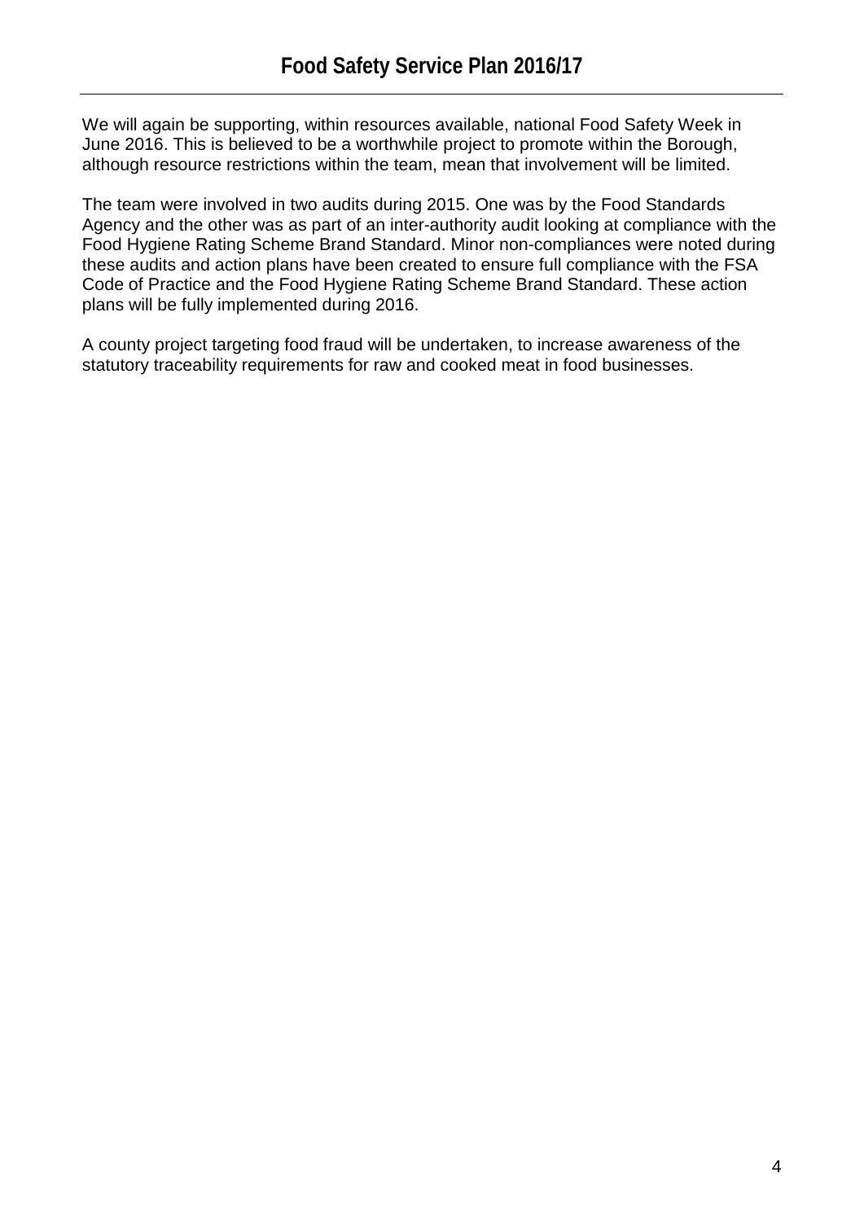We will again be supporting, within resources available, national Food Safety Week in June 2016. This is believed to be a worthwhile project to promote within the Borough, although resource restrictions within the team, mean that involvement will be limited.

The team were involved in two audits during 2015. One was by the Food Standards Agency and the other was as part of an inter-authority audit looking at compliance with the Food Hygiene Rating Scheme Brand Standard. Minor non-compliances were noted during these audits and action plans have been created to ensure full compliance with the FSA Code of Practice and the Food Hygiene Rating Scheme Brand Standard. These action plans will be fully implemented during 2016.

A county project targeting food fraud will be undertaken, to increase awareness of the statutory traceability requirements for raw and cooked meat in food businesses.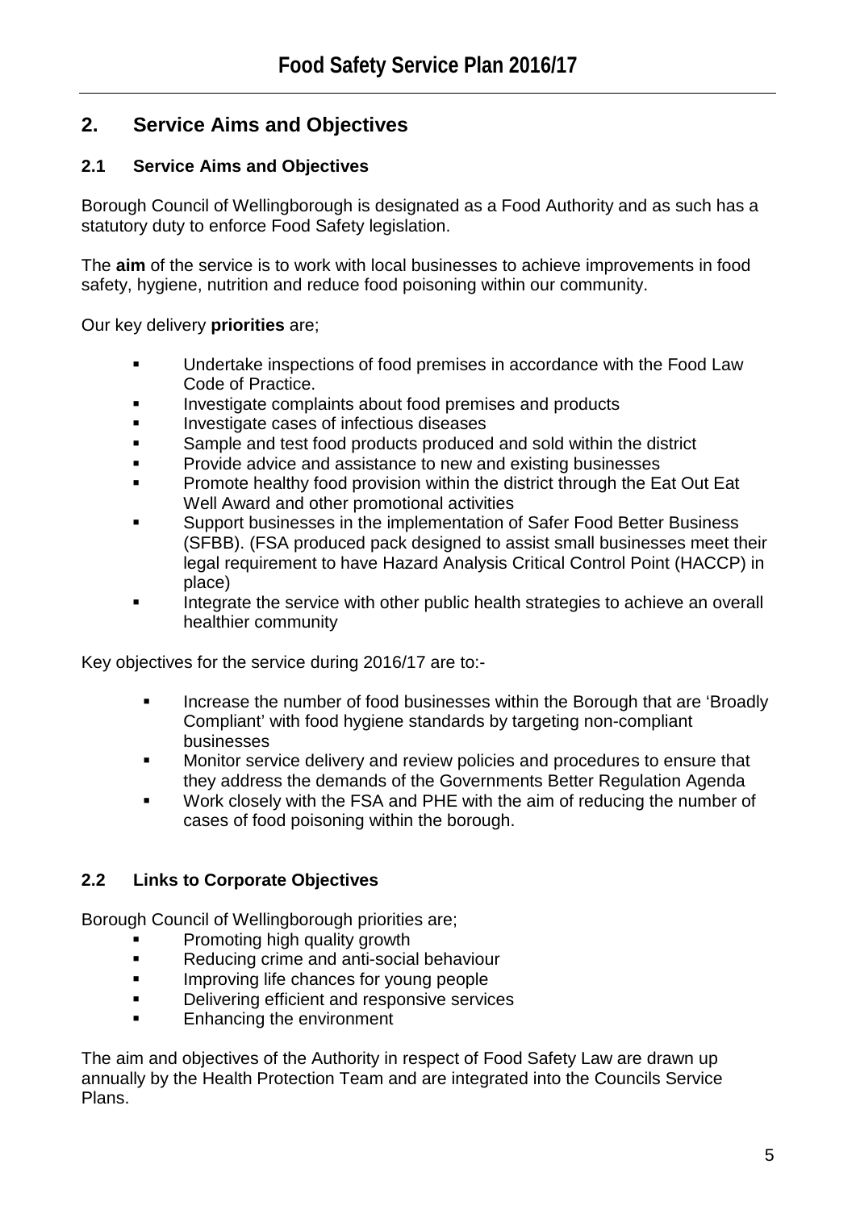## 2. Service Aims and Objectives

### 2.1 Service Aims and Objectives

Borough Council of Wellingborough is designated as a Food Authority and as such has a statutory duty to enforce Food Safety legislation.

The **aim** of the service is to work with local businesses to achieve improvements in food safety, hygiene, nutrition and reduce food poisoning within our community.

Our key delivery **priorities** are;

- Undertake inspections of food premises in accordance with the Food Law Code of Practice.
- Investigate complaints about food premises and products
- Investigate cases of infectious diseases
- Sample and test food products produced and sold within the district
- Provide advice and assistance to new and existing businesses
- Promote healthy food provision within the district through the Eat Out Eat Well Award and other promotional activities
- Support businesses in the implementation of Safer Food Better Business (SFBB). (FSA produced pack designed to assist small businesses meet their legal requirement to have Hazard Analysis Critical Control Point (HACCP) in place)
- Integrate the service with other public health strategies to achieve an overall healthier community

Key objectives for the service during 2016/17 are to:-

- Increase the number of food businesses within the Borough that are 'Broadly Compliant' with food hygiene standards by targeting non-compliant businesses
- Monitor service delivery and review policies and procedures to ensure that they address the demands of the Governments Better Regulation Agenda
- Work closely with the FSA and PHE with the aim of reducing the number of cases of food poisoning within the borough.

### 2.2 Links to Corporate Objectives

Borough Council of Wellingborough priorities are;

- Promoting high quality growth
- Reducing crime and anti-social behaviour
- Improving life chances for young people
- Delivering efficient and responsive services
- Enhancing the environment

The aim and objectives of the Authority in respect of Food Safety Law are drawn up annually by the Health Protection Team and are integrated into the Councils Service Plans.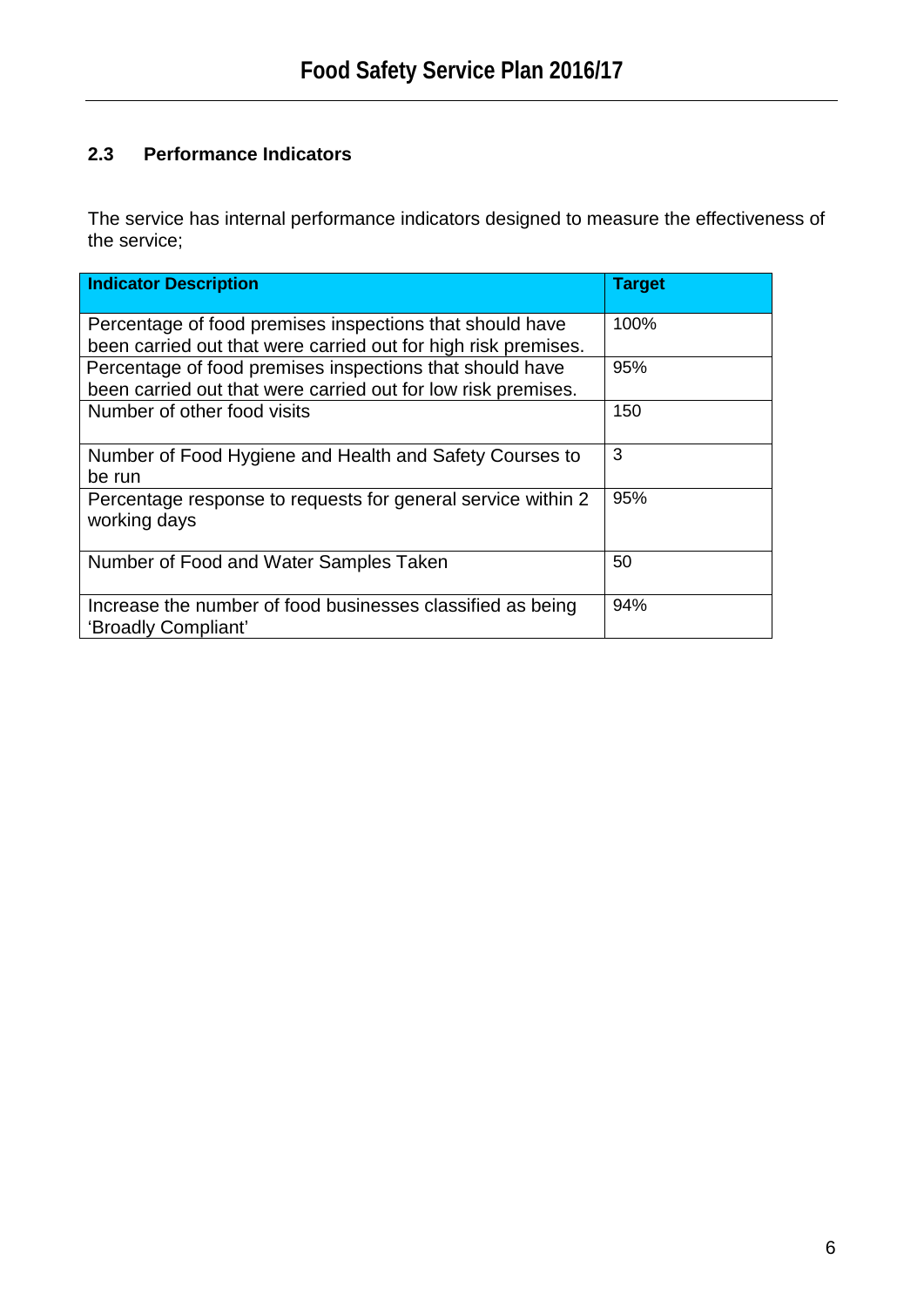## 2.3 Performance Indicators

The service has internal performance indicators designed to measure the effectiveness of the service;

| Indicator Description | Target |
|---|---|
| Percentage of food premises inspections that should have been carried out that were carried out for high risk premises. | 100% |
| Percentage of food premises inspections that should have been carried out that were carried out for low risk premises. | 95% |
| Number of other food visits | 150 |
| Number of Food Hygiene and Health and Safety Courses to be run | 3 |
| Percentage response to requests for general service within 2 working days | 95% |
| Number of Food and Water Samples Taken | 50 |
| Increase the number of food businesses classified as being 'Broadly Compliant' | 94% |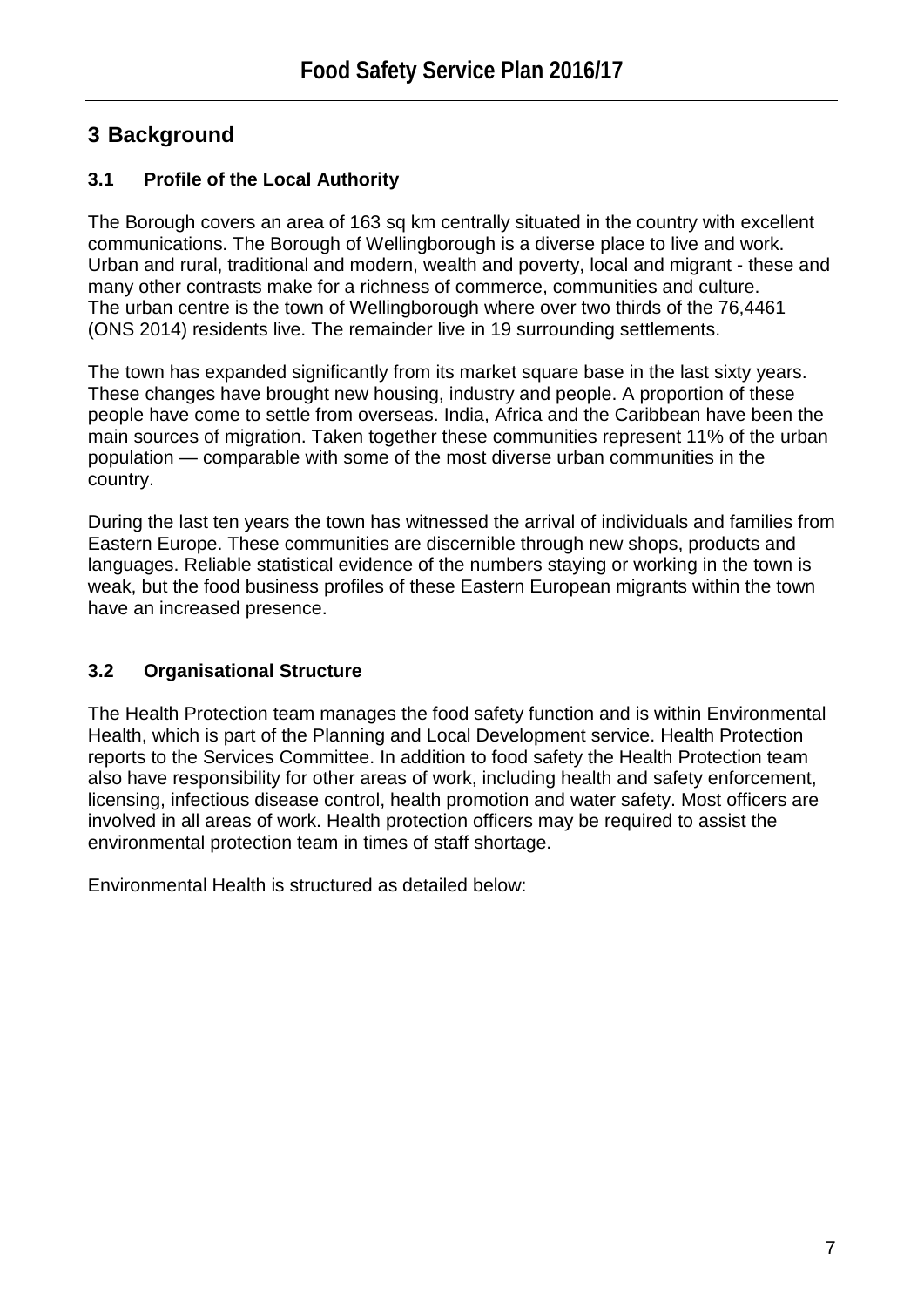# 3 Background

## 3.1 Profile of the Local Authority

The Borough covers an area of 163 sq km centrally situated in the country with excellent communications. The Borough of Wellingborough is a diverse place to live and work. Urban and rural, traditional and modern, wealth and poverty, local and migrant - these and many other contrasts make for a richness of commerce, communities and culture. The urban centre is the town of Wellingborough where over two thirds of the 76,4461 (ONS 2014) residents live. The remainder live in 19 surrounding settlements.

The town has expanded significantly from its market square base in the last sixty years. These changes have brought new housing, industry and people. A proportion of these people have come to settle from overseas. India, Africa and the Caribbean have been the main sources of migration. Taken together these communities represent 11% of the urban population — comparable with some of the most diverse urban communities in the country.

During the last ten years the town has witnessed the arrival of individuals and families from Eastern Europe. These communities are discernible through new shops, products and languages. Reliable statistical evidence of the numbers staying or working in the town is weak, but the food business profiles of these Eastern European migrants within the town have an increased presence.

## 3.2 Organisational Structure

The Health Protection team manages the food safety function and is within Environmental Health, which is part of the Planning and Local Development service. Health Protection reports to the Services Committee. In addition to food safety the Health Protection team also have responsibility for other areas of work, including health and safety enforcement, licensing, infectious disease control, health promotion and water safety. Most officers are involved in all areas of work. Health protection officers may be required to assist the environmental protection team in times of staff shortage.

Environmental Health is structured as detailed below: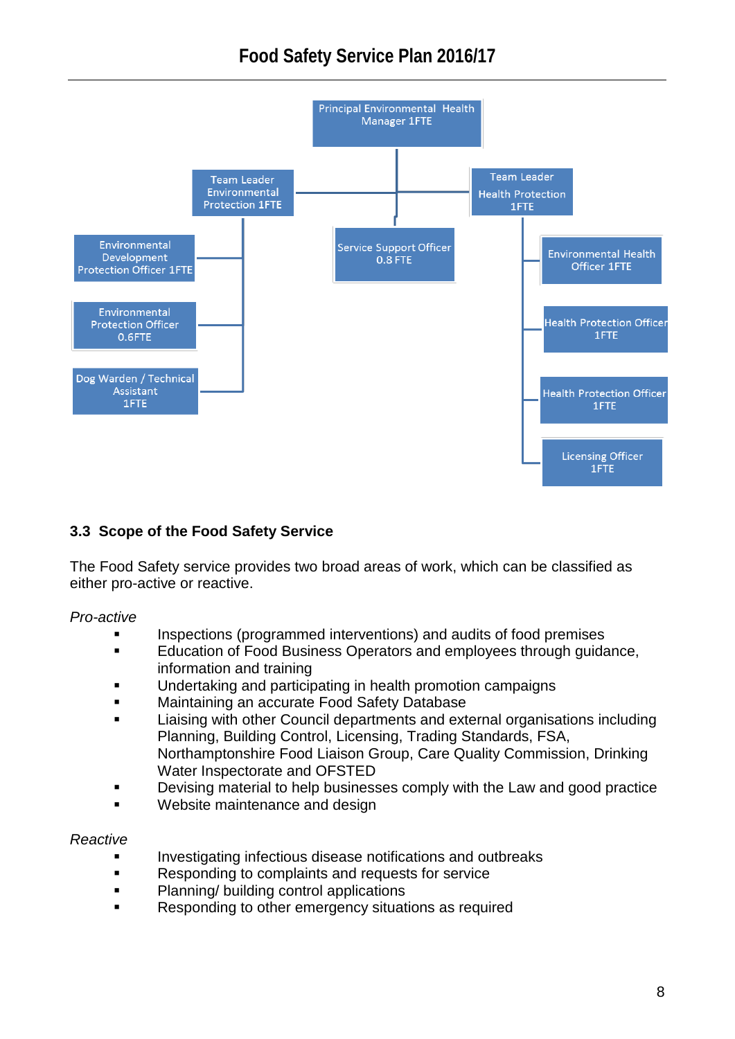Principal Environmental Health Manager 1FTE

Team Leader Environmental Protection 1FTE

Team Leader Health Protection 1FTE

Service Support Officer 0.8 FTE

Environmental Development Protection Officer 1FTE

Environmental Protection Officer 0.6FTE

Dog Warden / Technical Assistant 1FTE

Environmental Health Officer 1FTE

Health Protection Officer 1FTE

Health Protection Officer 1FTE

Licensing Officer 1FTE

### 3.3 Scope of the Food Safety Service

The Food Safety service provides two broad areas of work, which can be classified as either pro-active or reactive.

*Pro-active*

- Inspections (programmed interventions) and audits of food premises
- Education of Food Business Operators and employees through guidance, information and training
- Undertaking and participating in health promotion campaigns
- Maintaining an accurate Food Safety Database
- Liaising with other Council departments and external organisations including Planning, Building Control, Licensing, Trading Standards, FSA, Northamptonshire Food Liaison Group, Care Quality Commission, Drinking Water Inspectorate and OFSTED
- Devising material to help businesses comply with the Law and good practice
- Website maintenance and design

*Reactive*

- Investigating infectious disease notifications and outbreaks
- Responding to complaints and requests for service
- Planning/ building control applications
- Responding to other emergency situations as required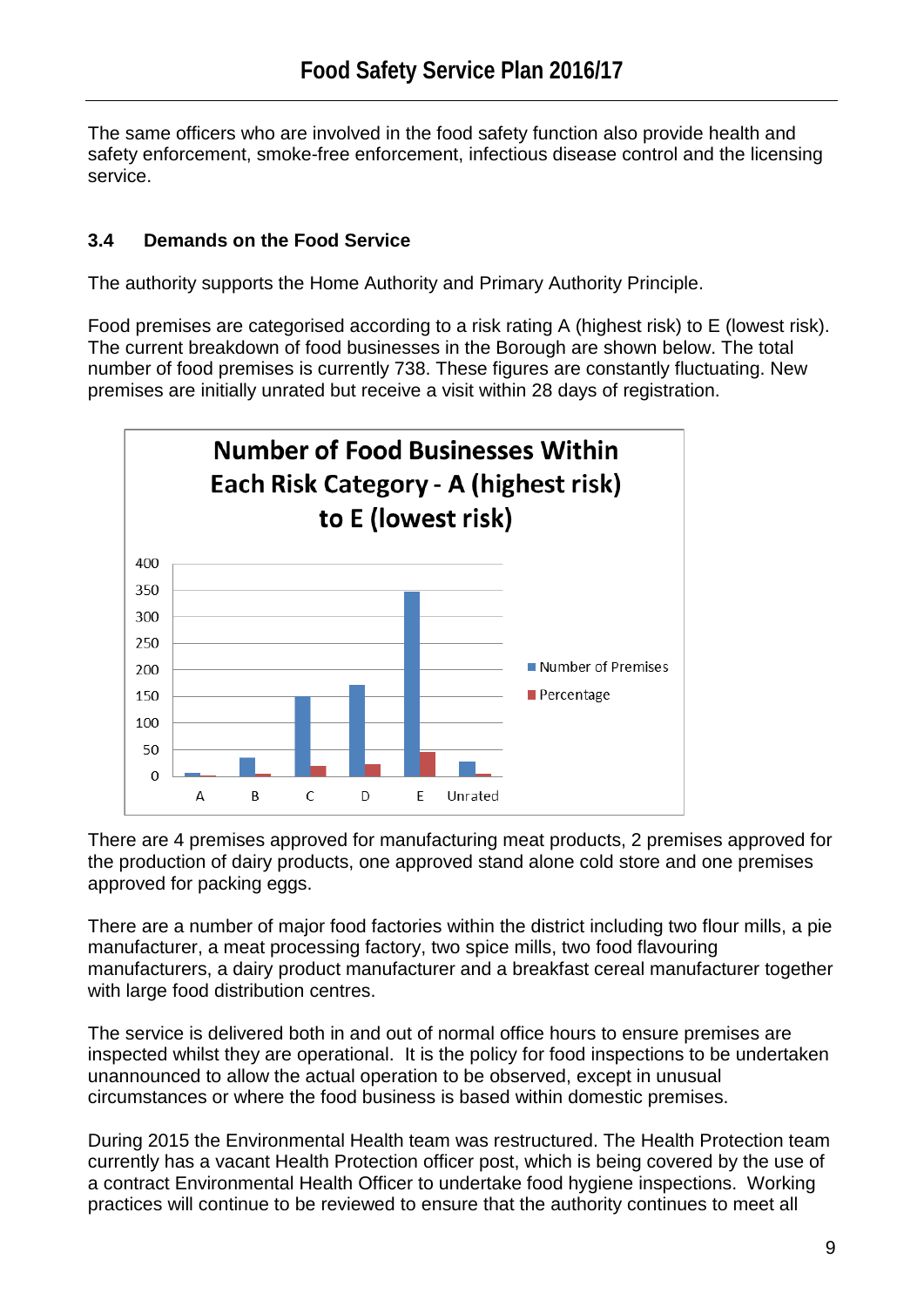The same officers who are involved in the food safety function also provide health and safety enforcement, smoke-free enforcement, infectious disease control and the licensing service.

### 3.4 Demands on the Food Service

The authority supports the Home Authority and Primary Authority Principle.

Food premises are categorised according to a risk rating A (highest risk) to E (lowest risk). The current breakdown of food businesses in the Borough are shown below. The total number of food premises is currently 738. These figures are constantly fluctuating. New premises are initially unrated but receive a visit within 28 days of registration.

**Number of Food Businesses Within Each Risk Category - A (highest risk) to E (lowest risk)**

There are 4 premises approved for manufacturing meat products, 2 premises approved for the production of dairy products, one approved stand alone cold store and one premises approved for packing eggs.

There are a number of major food factories within the district including two flour mills, a pie manufacturer, a meat processing factory, two spice mills, two food flavouring manufacturers, a dairy product manufacturer and a breakfast cereal manufacturer together with large food distribution centres.

The service is delivered both in and out of normal office hours to ensure premises are inspected whilst they are operational. It is the policy for food inspections to be undertaken unannounced to allow the actual operation to be observed, except in unusual circumstances or where the food business is based within domestic premises.

During 2015 the Environmental Health team was restructured. The Health Protection team currently has a vacant Health Protection officer post, which is being covered by the use of a contract Environmental Health Officer to undertake food hygiene inspections. Working practices will continue to be reviewed to ensure that the authority continues to meet all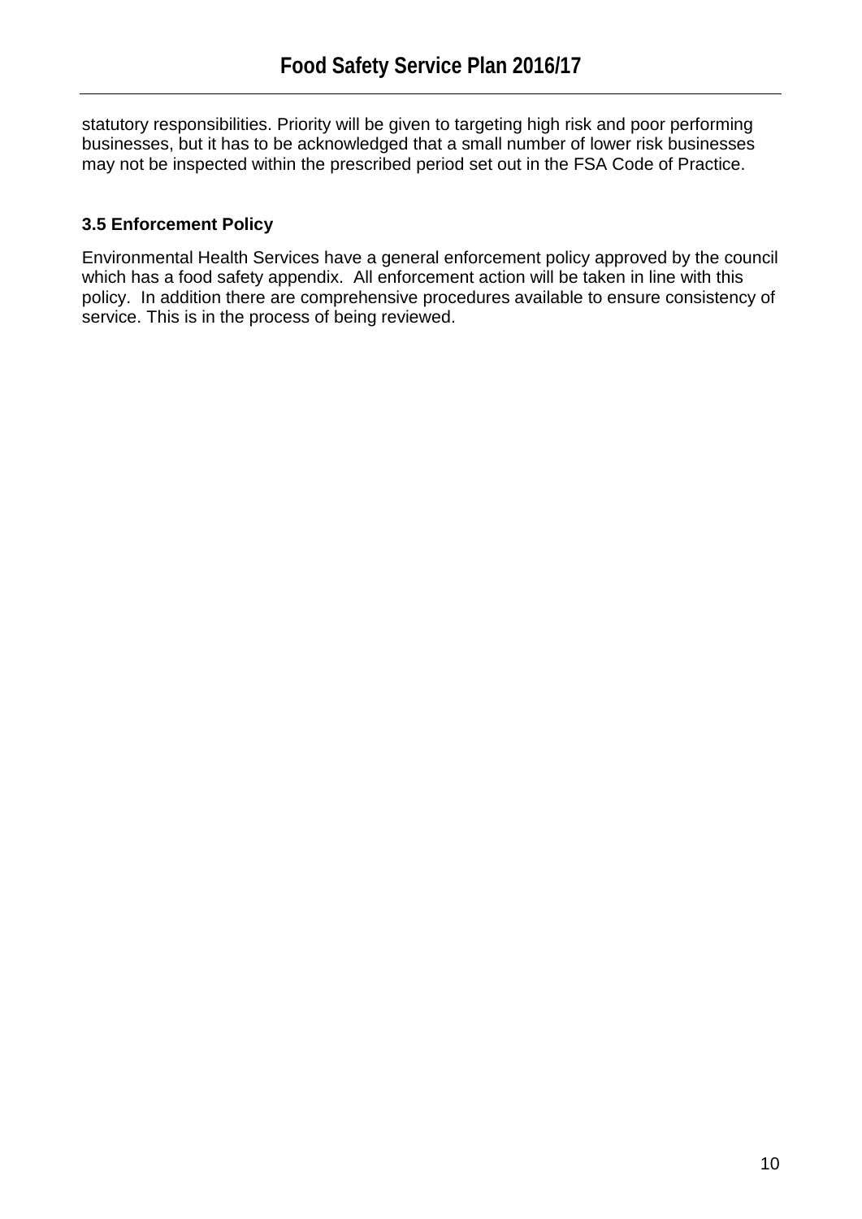statutory responsibilities. Priority will be given to targeting high risk and poor performing businesses, but it has to be acknowledged that a small number of lower risk businesses may not be inspected within the prescribed period set out in the FSA Code of Practice.

### 3.5 Enforcement Policy

Environmental Health Services have a general enforcement policy approved by the council which has a food safety appendix. All enforcement action will be taken in line with this policy. In addition there are comprehensive procedures available to ensure consistency of service. This is in the process of being reviewed.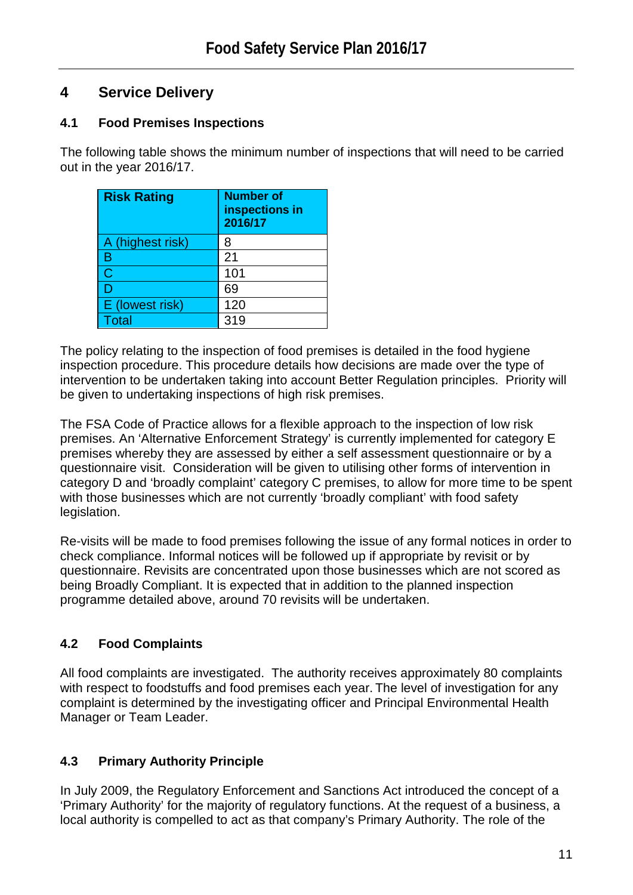## 4 Service Delivery

### 4.1 Food Premises Inspections

The following table shows the minimum number of inspections that will need to be carried out in the year 2016/17.

| Risk Rating | Number of inspections in 2016/17 |
|---|---|
| A (highest risk) | 8 |
| B | 21 |
| C | 101 |
| D | 69 |
| E (lowest risk) | 120 |
| Total | 319 |

The policy relating to the inspection of food premises is detailed in the food hygiene inspection procedure. This procedure details how decisions are made over the type of intervention to be undertaken taking into account Better Regulation principles. Priority will be given to undertaking inspections of high risk premises.

The FSA Code of Practice allows for a flexible approach to the inspection of low risk premises. An 'Alternative Enforcement Strategy' is currently implemented for category E premises whereby they are assessed by either a self assessment questionnaire or by a questionnaire visit. Consideration will be given to utilising other forms of intervention in category D and 'broadly complaint' category C premises, to allow for more time to be spent with those businesses which are not currently 'broadly compliant' with food safety legislation.

Re-visits will be made to food premises following the issue of any formal notices in order to check compliance. Informal notices will be followed up if appropriate by revisit or by questionnaire. Revisits are concentrated upon those businesses which are not scored as being Broadly Compliant. It is expected that in addition to the planned inspection programme detailed above, around 70 revisits will be undertaken.

### 4.2 Food Complaints

All food complaints are investigated. The authority receives approximately 80 complaints with respect to foodstuffs and food premises each year. The level of investigation for any complaint is determined by the investigating officer and Principal Environmental Health Manager or Team Leader.

### 4.3 Primary Authority Principle

In July 2009, the Regulatory Enforcement and Sanctions Act introduced the concept of a 'Primary Authority' for the majority of regulatory functions. At the request of a business, a local authority is compelled to act as that company's Primary Authority. The role of the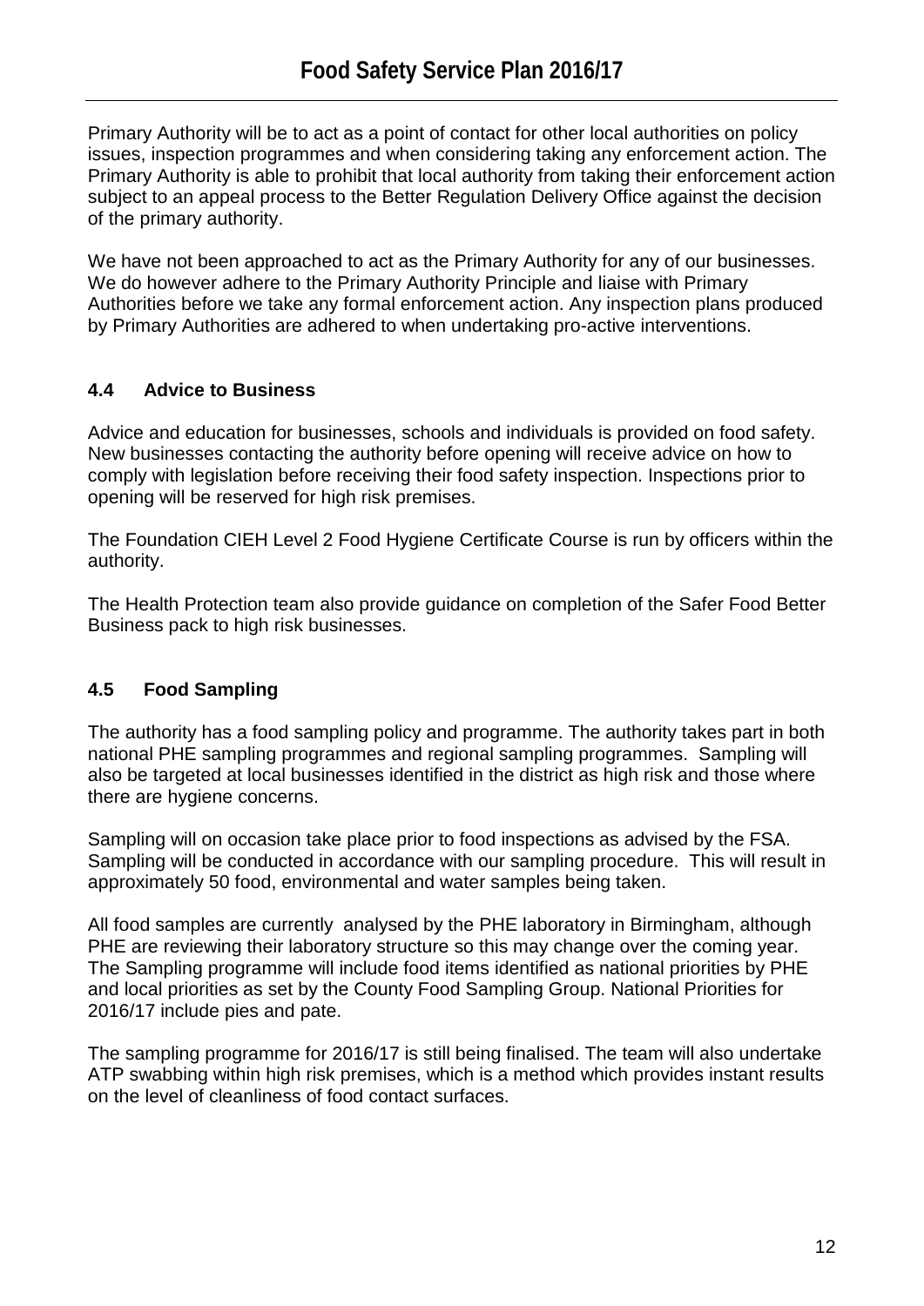Primary Authority will be to act as a point of contact for other local authorities on policy issues, inspection programmes and when considering taking any enforcement action. The Primary Authority is able to prohibit that local authority from taking their enforcement action subject to an appeal process to the Better Regulation Delivery Office against the decision of the primary authority.

We have not been approached to act as the Primary Authority for any of our businesses. We do however adhere to the Primary Authority Principle and liaise with Primary Authorities before we take any formal enforcement action. Any inspection plans produced by Primary Authorities are adhered to when undertaking pro-active interventions.

### 4.4 Advice to Business

Advice and education for businesses, schools and individuals is provided on food safety. New businesses contacting the authority before opening will receive advice on how to comply with legislation before receiving their food safety inspection. Inspections prior to opening will be reserved for high risk premises.

The Foundation CIEH Level 2 Food Hygiene Certificate Course is run by officers within the authority.

The Health Protection team also provide guidance on completion of the Safer Food Better Business pack to high risk businesses.

### 4.5 Food Sampling

The authority has a food sampling policy and programme. The authority takes part in both national PHE sampling programmes and regional sampling programmes. Sampling will also be targeted at local businesses identified in the district as high risk and those where there are hygiene concerns.

Sampling will on occasion take place prior to food inspections as advised by the FSA. Sampling will be conducted in accordance with our sampling procedure. This will result in approximately 50 food, environmental and water samples being taken.

All food samples are currently analysed by the PHE laboratory in Birmingham, although PHE are reviewing their laboratory structure so this may change over the coming year. The Sampling programme will include food items identified as national priorities by PHE and local priorities as set by the County Food Sampling Group. National Priorities for 2016/17 include pies and pate.

The sampling programme for 2016/17 is still being finalised. The team will also undertake ATP swabbing within high risk premises, which is a method which provides instant results on the level of cleanliness of food contact surfaces.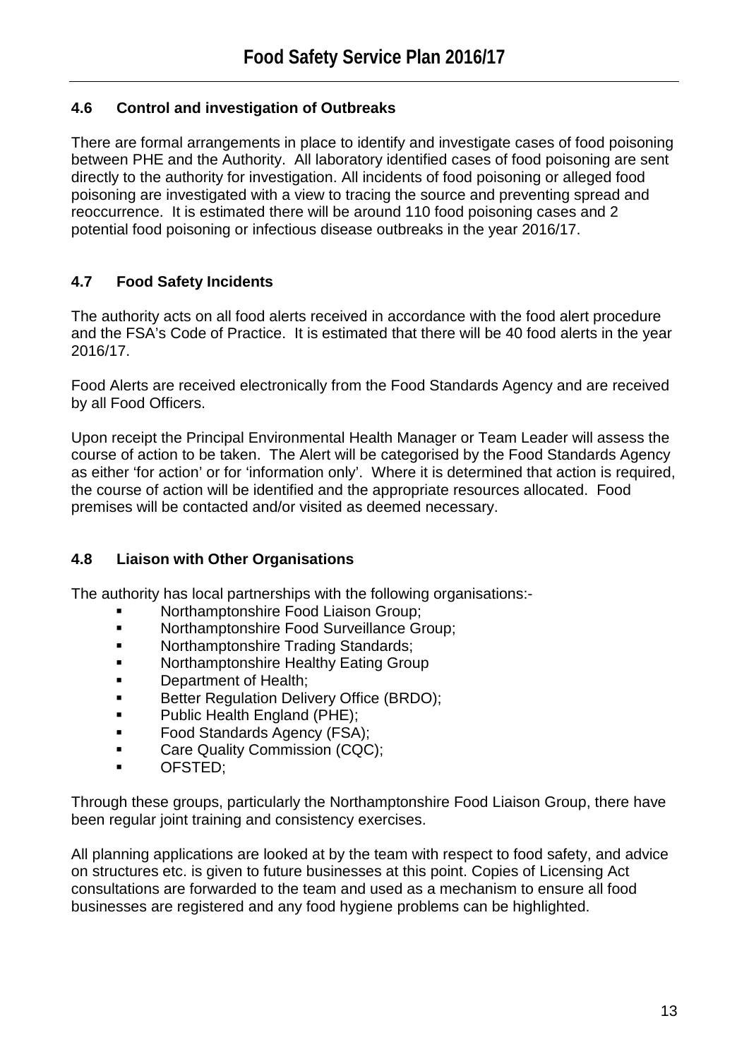### 4.6 Control and investigation of Outbreaks

There are formal arrangements in place to identify and investigate cases of food poisoning between PHE and the Authority. All laboratory identified cases of food poisoning are sent directly to the authority for investigation. All incidents of food poisoning or alleged food poisoning are investigated with a view to tracing the source and preventing spread and reoccurrence. It is estimated there will be around 110 food poisoning cases and 2 potential food poisoning or infectious disease outbreaks in the year 2016/17.

### 4.7 Food Safety Incidents

The authority acts on all food alerts received in accordance with the food alert procedure and the FSA's Code of Practice. It is estimated that there will be 40 food alerts in the year 2016/17.

Food Alerts are received electronically from the Food Standards Agency and are received by all Food Officers.

Upon receipt the Principal Environmental Health Manager or Team Leader will assess the course of action to be taken. The Alert will be categorised by the Food Standards Agency as either 'for action' or for 'information only'. Where it is determined that action is required, the course of action will be identified and the appropriate resources allocated. Food premises will be contacted and/or visited as deemed necessary.

### 4.8 Liaison with Other Organisations

The authority has local partnerships with the following organisations:-

- Northamptonshire Food Liaison Group;
- Northamptonshire Food Surveillance Group;
- Northamptonshire Trading Standards;
- Northamptonshire Healthy Eating Group
- Department of Health;
- Better Regulation Delivery Office (BRDO);
- Public Health England (PHE);
- Food Standards Agency (FSA);
- Care Quality Commission (CQC);
- OFSTED;

Through these groups, particularly the Northamptonshire Food Liaison Group, there have been regular joint training and consistency exercises.

All planning applications are looked at by the team with respect to food safety, and advice on structures etc. is given to future businesses at this point. Copies of Licensing Act consultations are forwarded to the team and used as a mechanism to ensure all food businesses are registered and any food hygiene problems can be highlighted.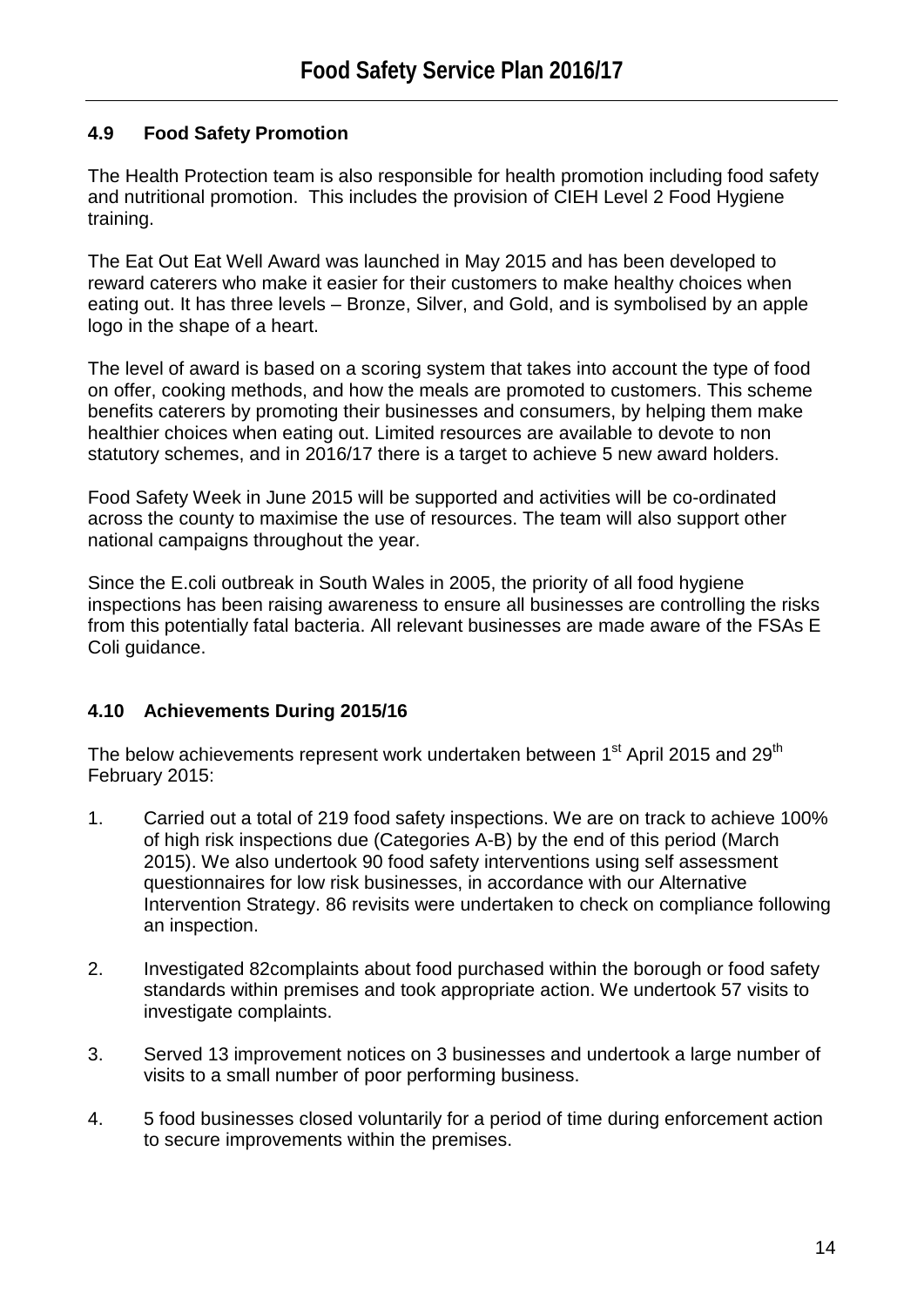### 4.9 Food Safety Promotion

The Health Protection team is also responsible for health promotion including food safety and nutritional promotion. This includes the provision of CIEH Level 2 Food Hygiene training.

The Eat Out Eat Well Award was launched in May 2015 and has been developed to reward caterers who make it easier for their customers to make healthy choices when eating out. It has three levels – Bronze, Silver, and Gold, and is symbolised by an apple logo in the shape of a heart.

The level of award is based on a scoring system that takes into account the type of food on offer, cooking methods, and how the meals are promoted to customers. This scheme benefits caterers by promoting their businesses and consumers, by helping them make healthier choices when eating out. Limited resources are available to devote to non statutory schemes, and in 2016/17 there is a target to achieve 5 new award holders.

Food Safety Week in June 2015 will be supported and activities will be co-ordinated across the county to maximise the use of resources. The team will also support other national campaigns throughout the year.

Since the E.coli outbreak in South Wales in 2005, the priority of all food hygiene inspections has been raising awareness to ensure all businesses are controlling the risks from this potentially fatal bacteria. All relevant businesses are made aware of the FSAs E Coli guidance.

### 4.10 Achievements During 2015/16

The below achievements represent work undertaken between 1st April 2015 and 29th February 2015:

1. Carried out a total of 219 food safety inspections. We are on track to achieve 100% of high risk inspections due (Categories A-B) by the end of this period (March 2015). We also undertook 90 food safety interventions using self assessment questionnaires for low risk businesses, in accordance with our Alternative Intervention Strategy. 86 revisits were undertaken to check on compliance following an inspection.

2. Investigated 82complaints about food purchased within the borough or food safety standards within premises and took appropriate action. We undertook 57 visits to investigate complaints.

3. Served 13 improvement notices on 3 businesses and undertook a large number of visits to a small number of poor performing business.

4. 5 food businesses closed voluntarily for a period of time during enforcement action to secure improvements within the premises.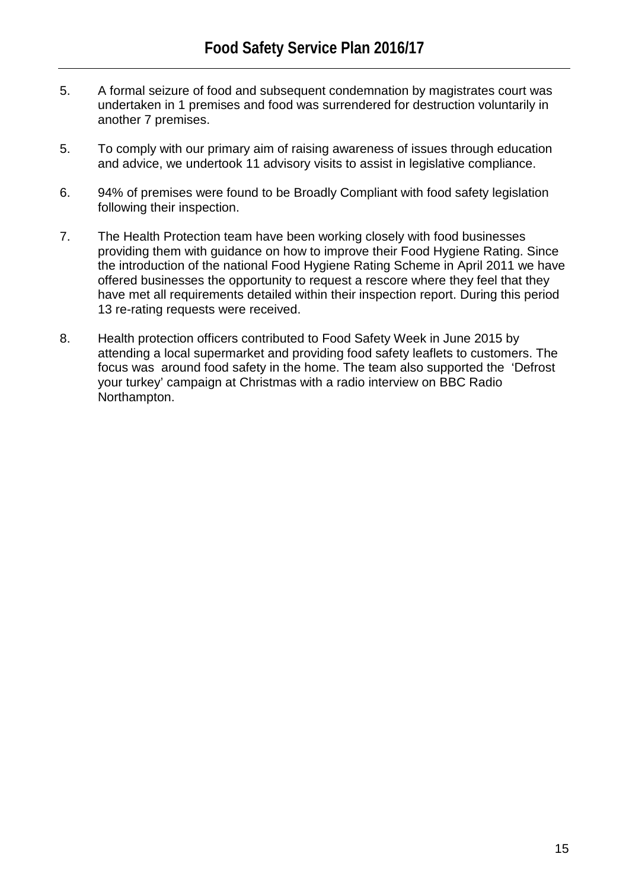5. A formal seizure of food and subsequent condemnation by magistrates court was undertaken in 1 premises and food was surrendered for destruction voluntarily in another 7 premises.

5. To comply with our primary aim of raising awareness of issues through education and advice, we undertook 11 advisory visits to assist in legislative compliance.

6. 94% of premises were found to be Broadly Compliant with food safety legislation following their inspection.

7. The Health Protection team have been working closely with food businesses providing them with guidance on how to improve their Food Hygiene Rating. Since the introduction of the national Food Hygiene Rating Scheme in April 2011 we have offered businesses the opportunity to request a rescore where they feel that they have met all requirements detailed within their inspection report. During this period 13 re-rating requests were received.

8. Health protection officers contributed to Food Safety Week in June 2015 by attending a local supermarket and providing food safety leaflets to customers. The focus was around food safety in the home. The team also supported the 'Defrost your turkey' campaign at Christmas with a radio interview on BBC Radio Northampton.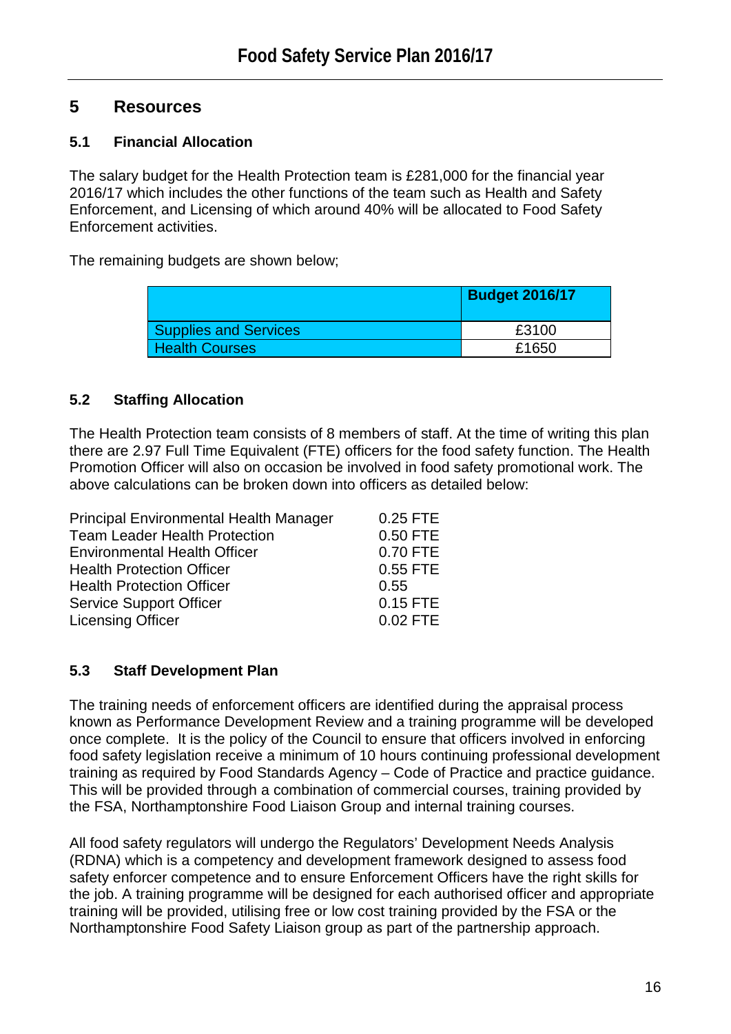## 5 Resources

### 5.1 Financial Allocation

The salary budget for the Health Protection team is £281,000 for the financial year 2016/17 which includes the other functions of the team such as Health and Safety Enforcement, and Licensing of which around 40% will be allocated to Food Safety Enforcement activities.

The remaining budgets are shown below;

| | Budget 2016/17 |
|---|---|
| Supplies and Services | £3100 |
| Health Courses | £1650 |

### 5.2 Staffing Allocation

The Health Protection team consists of 8 members of staff. At the time of writing this plan there are 2.97 Full Time Equivalent (FTE) officers for the food safety function. The Health Promotion Officer will also on occasion be involved in food safety promotional work. The above calculations can be broken down into officers as detailed below:

| | |
|---|---|
| Principal Environmental Health Manager | 0.25 FTE |
| Team Leader Health Protection | 0.50 FTE |
| Environmental Health Officer | 0.70 FTE |
| Health Protection Officer | 0.55 FTE |
| Health Protection Officer | 0.55 |
| Service Support Officer | 0.15 FTE |
| Licensing Officer | 0.02 FTE |

### 5.3 Staff Development Plan

The training needs of enforcement officers are identified during the appraisal process known as Performance Development Review and a training programme will be developed once complete. It is the policy of the Council to ensure that officers involved in enforcing food safety legislation receive a minimum of 10 hours continuing professional development training as required by Food Standards Agency – Code of Practice and practice guidance. This will be provided through a combination of commercial courses, training provided by the FSA, Northamptonshire Food Liaison Group and internal training courses.

All food safety regulators will undergo the Regulators' Development Needs Analysis (RDNA) which is a competency and development framework designed to assess food safety enforcer competence and to ensure Enforcement Officers have the right skills for the job. A training programme will be designed for each authorised officer and appropriate training will be provided, utilising free or low cost training provided by the FSA or the Northamptonshire Food Safety Liaison group as part of the partnership approach.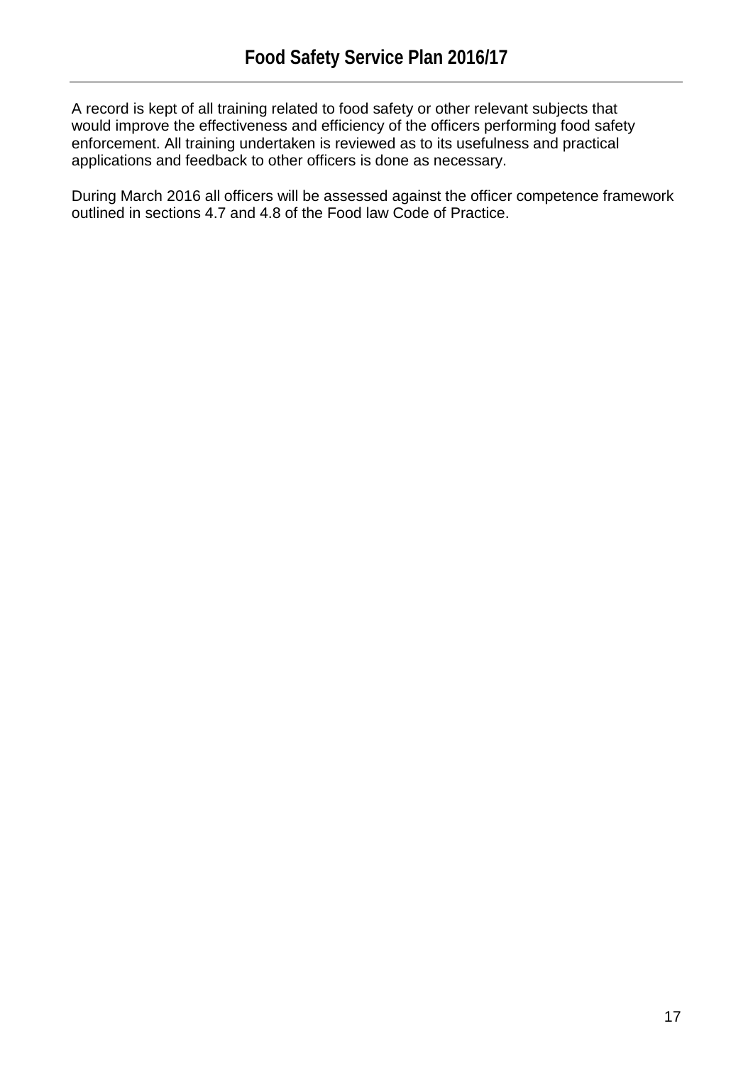A record is kept of all training related to food safety or other relevant subjects that would improve the effectiveness and efficiency of the officers performing food safety enforcement. All training undertaken is reviewed as to its usefulness and practical applications and feedback to other officers is done as necessary.

During March 2016 all officers will be assessed against the officer competence framework outlined in sections 4.7 and 4.8 of the Food law Code of Practice.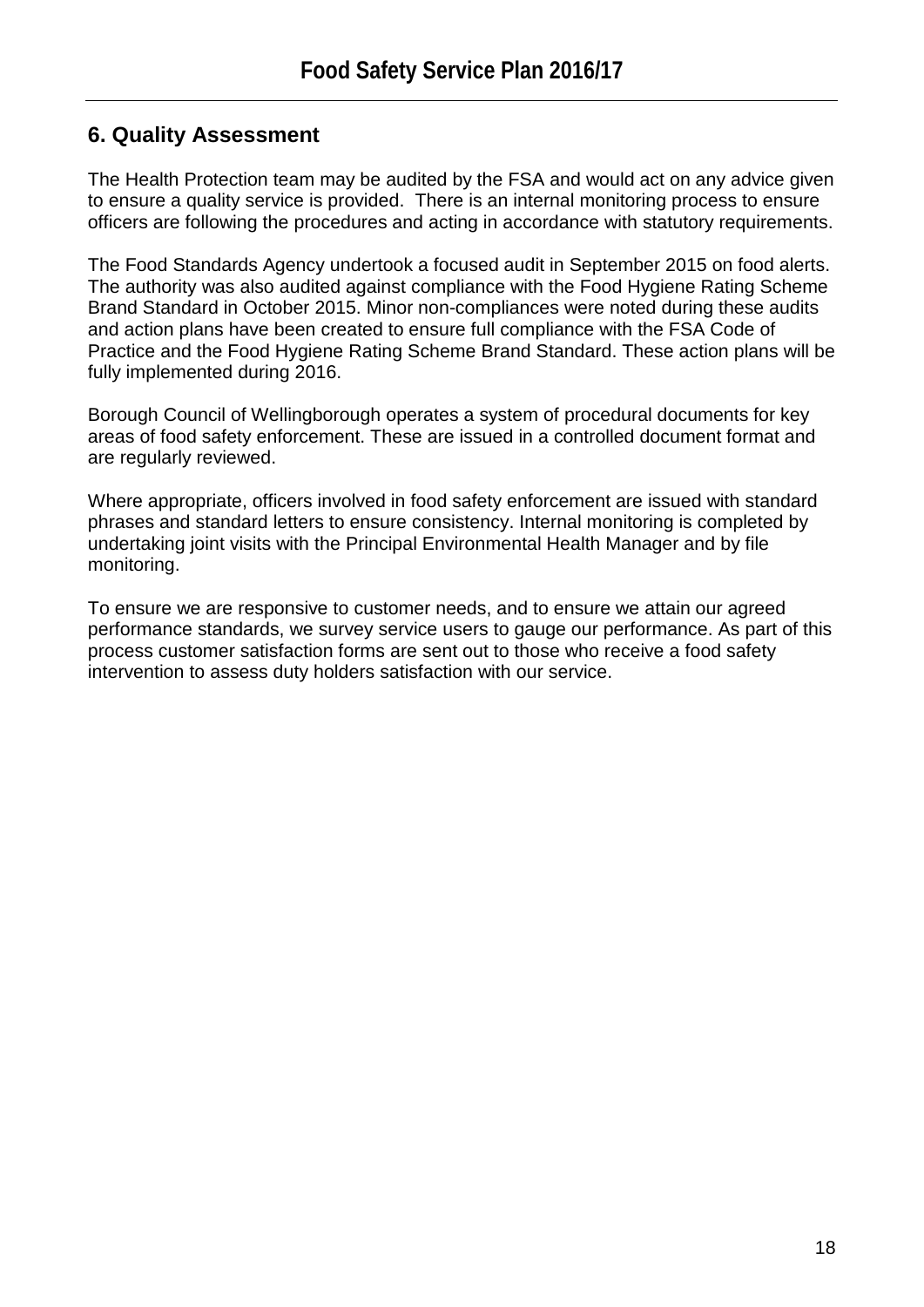## 6. Quality Assessment

The Health Protection team may be audited by the FSA and would act on any advice given to ensure a quality service is provided. There is an internal monitoring process to ensure officers are following the procedures and acting in accordance with statutory requirements.

The Food Standards Agency undertook a focused audit in September 2015 on food alerts. The authority was also audited against compliance with the Food Hygiene Rating Scheme Brand Standard in October 2015. Minor non-compliances were noted during these audits and action plans have been created to ensure full compliance with the FSA Code of Practice and the Food Hygiene Rating Scheme Brand Standard. These action plans will be fully implemented during 2016.

Borough Council of Wellingborough operates a system of procedural documents for key areas of food safety enforcement. These are issued in a controlled document format and are regularly reviewed.

Where appropriate, officers involved in food safety enforcement are issued with standard phrases and standard letters to ensure consistency. Internal monitoring is completed by undertaking joint visits with the Principal Environmental Health Manager and by file monitoring.

To ensure we are responsive to customer needs, and to ensure we attain our agreed performance standards, we survey service users to gauge our performance. As part of this process customer satisfaction forms are sent out to those who receive a food safety intervention to assess duty holders satisfaction with our service.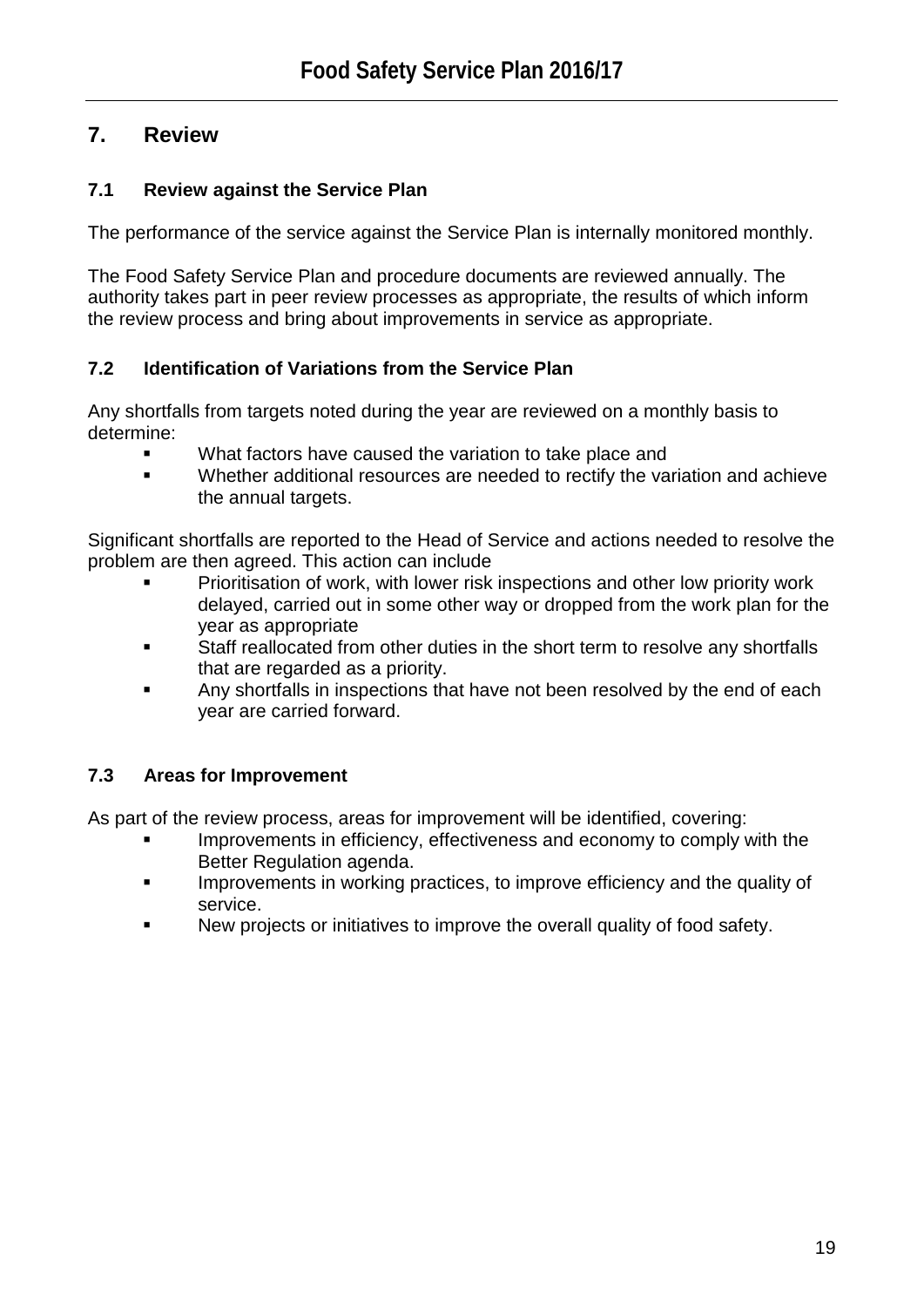## 7. Review

### 7.1 Review against the Service Plan

The performance of the service against the Service Plan is internally monitored monthly.

The Food Safety Service Plan and procedure documents are reviewed annually. The authority takes part in peer review processes as appropriate, the results of which inform the review process and bring about improvements in service as appropriate.

### 7.2 Identification of Variations from the Service Plan

Any shortfalls from targets noted during the year are reviewed on a monthly basis to determine:

- What factors have caused the variation to take place and
- Whether additional resources are needed to rectify the variation and achieve the annual targets.

Significant shortfalls are reported to the Head of Service and actions needed to resolve the problem are then agreed. This action can include

- Prioritisation of work, with lower risk inspections and other low priority work delayed, carried out in some other way or dropped from the work plan for the year as appropriate
- Staff reallocated from other duties in the short term to resolve any shortfalls that are regarded as a priority.
- Any shortfalls in inspections that have not been resolved by the end of each year are carried forward.

### 7.3 Areas for Improvement

As part of the review process, areas for improvement will be identified, covering:

- Improvements in efficiency, effectiveness and economy to comply with the Better Regulation agenda.
- Improvements in working practices, to improve efficiency and the quality of service.
- New projects or initiatives to improve the overall quality of food safety.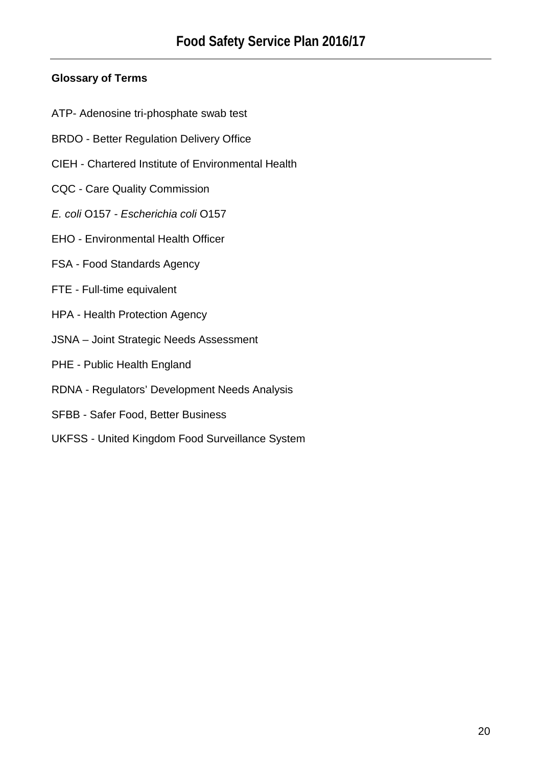**Glossary of Terms**

ATP- Adenosine tri-phosphate swab test

BRDO - Better Regulation Delivery Office

CIEH - Chartered Institute of Environmental Health

CQC - Care Quality Commission

*E. coli* O157 - *Escherichia coli* O157

EHO - Environmental Health Officer

FSA - Food Standards Agency

FTE - Full-time equivalent

HPA - Health Protection Agency

JSNA – Joint Strategic Needs Assessment

PHE - Public Health England

RDNA - Regulators' Development Needs Analysis

SFBB - Safer Food, Better Business

UKFSS - United Kingdom Food Surveillance System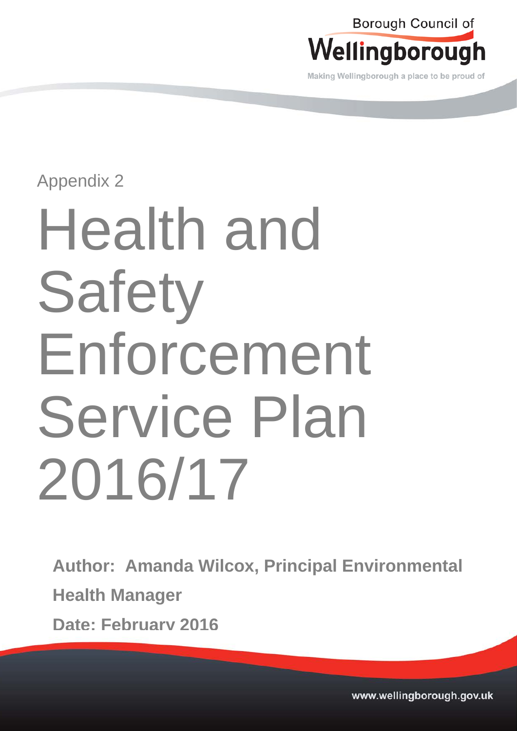Borough Council of Wellingborough

Making Wellingborough a place to be proud of

Appendix 2

# Health and Safety Enforcement Service Plan 2016/17

**Author: Amanda Wilcox, Principal Environmental Health Manager**

**Date: February 2016**

www.wellingborough.gov.uk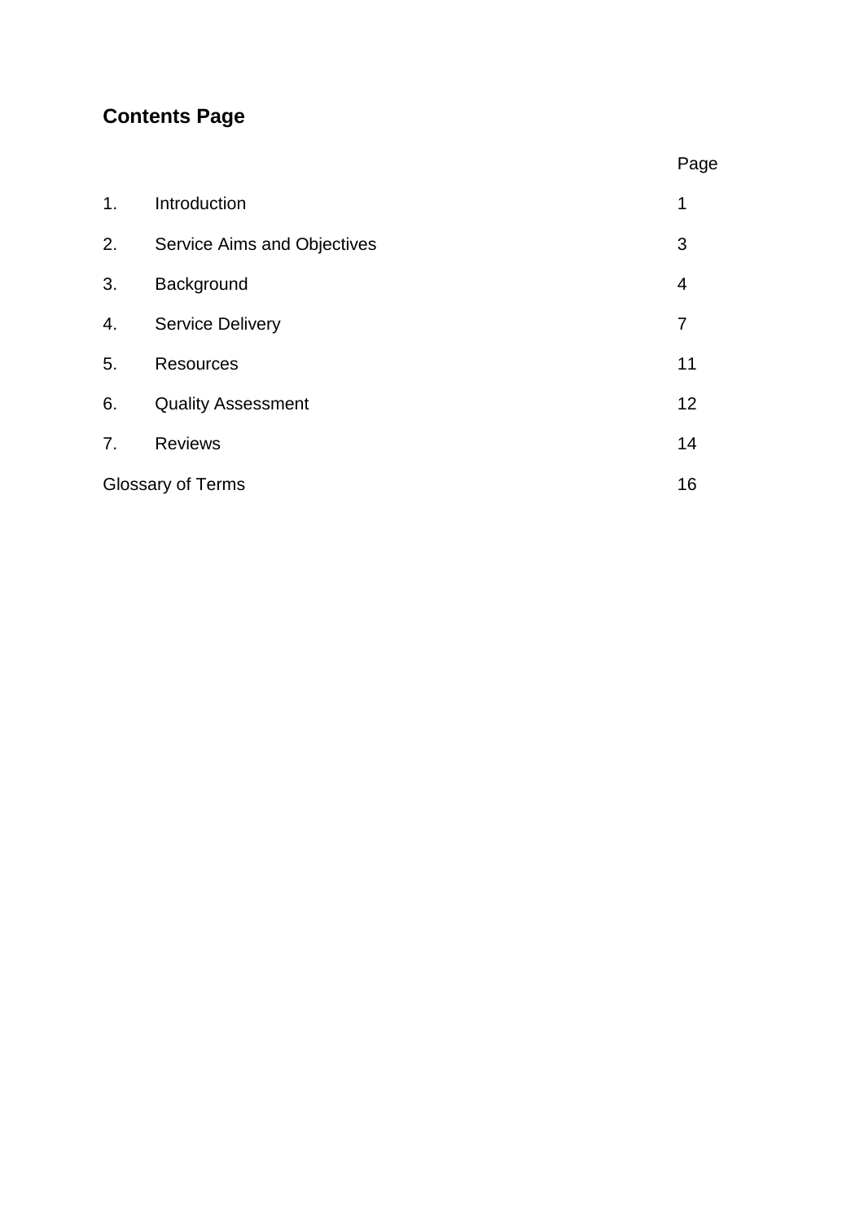## Contents Page

| | | Page |
|---|---|---|
| 1. | Introduction | 1 |
| 2. | Service Aims and Objectives | 3 |
| 3. | Background | 4 |
| 4. | Service Delivery | 7 |
| 5. | Resources | 11 |
| 6. | Quality Assessment | 12 |
| 7. | Reviews | 14 |
| Glossary of Terms | | 16 |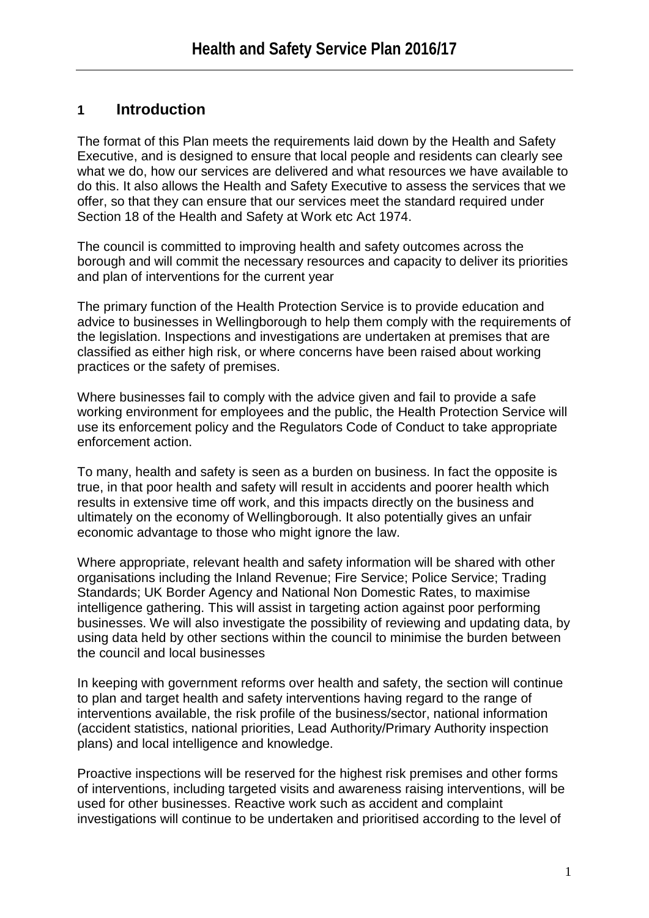# Health and Safety Service Plan 2016/17

## 1 Introduction

The format of this Plan meets the requirements laid down by the Health and Safety Executive, and is designed to ensure that local people and residents can clearly see what we do, how our services are delivered and what resources we have available to do this. It also allows the Health and Safety Executive to assess the services that we offer, so that they can ensure that our services meet the standard required under Section 18 of the Health and Safety at Work etc Act 1974.

The council is committed to improving health and safety outcomes across the borough and will commit the necessary resources and capacity to deliver its priorities and plan of interventions for the current year

The primary function of the Health Protection Service is to provide education and advice to businesses in Wellingborough to help them comply with the requirements of the legislation. Inspections and investigations are undertaken at premises that are classified as either high risk, or where concerns have been raised about working practices or the safety of premises.

Where businesses fail to comply with the advice given and fail to provide a safe working environment for employees and the public, the Health Protection Service will use its enforcement policy and the Regulators Code of Conduct to take appropriate enforcement action.

To many, health and safety is seen as a burden on business. In fact the opposite is true, in that poor health and safety will result in accidents and poorer health which results in extensive time off work, and this impacts directly on the business and ultimately on the economy of Wellingborough. It also potentially gives an unfair economic advantage to those who might ignore the law.

Where appropriate, relevant health and safety information will be shared with other organisations including the Inland Revenue; Fire Service; Police Service; Trading Standards; UK Border Agency and National Non Domestic Rates, to maximise intelligence gathering. This will assist in targeting action against poor performing businesses. We will also investigate the possibility of reviewing and updating data, by using data held by other sections within the council to minimise the burden between the council and local businesses

In keeping with government reforms over health and safety, the section will continue to plan and target health and safety interventions having regard to the range of interventions available, the risk profile of the business/sector, national information (accident statistics, national priorities, Lead Authority/Primary Authority inspection plans) and local intelligence and knowledge.

Proactive inspections will be reserved for the highest risk premises and other forms of interventions, including targeted visits and awareness raising interventions, will be used for other businesses. Reactive work such as accident and complaint investigations will continue to be undertaken and prioritised according to the level of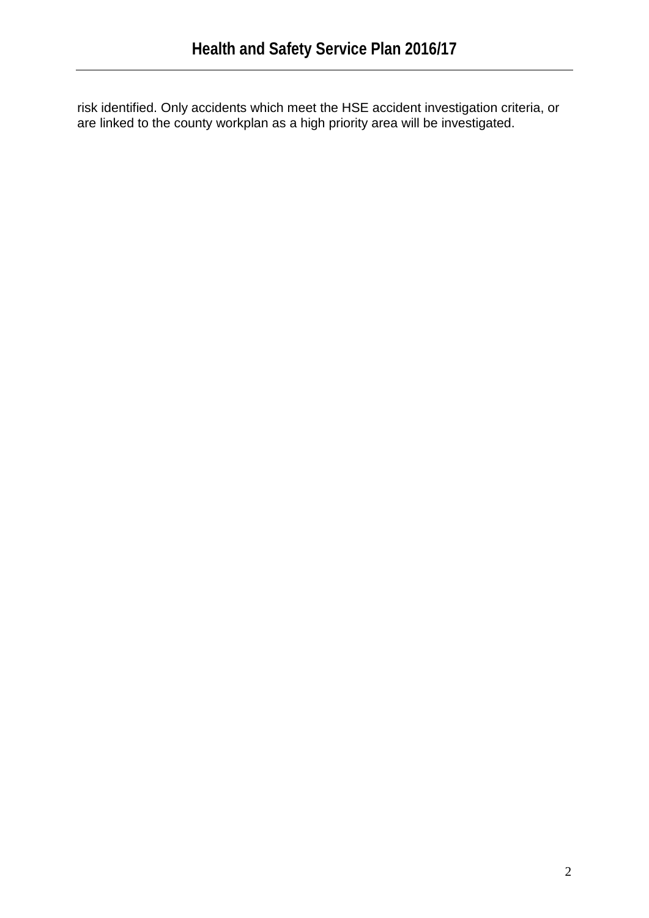risk identified. Only accidents which meet the HSE accident investigation criteria, or are linked to the county workplan as a high priority area will be investigated.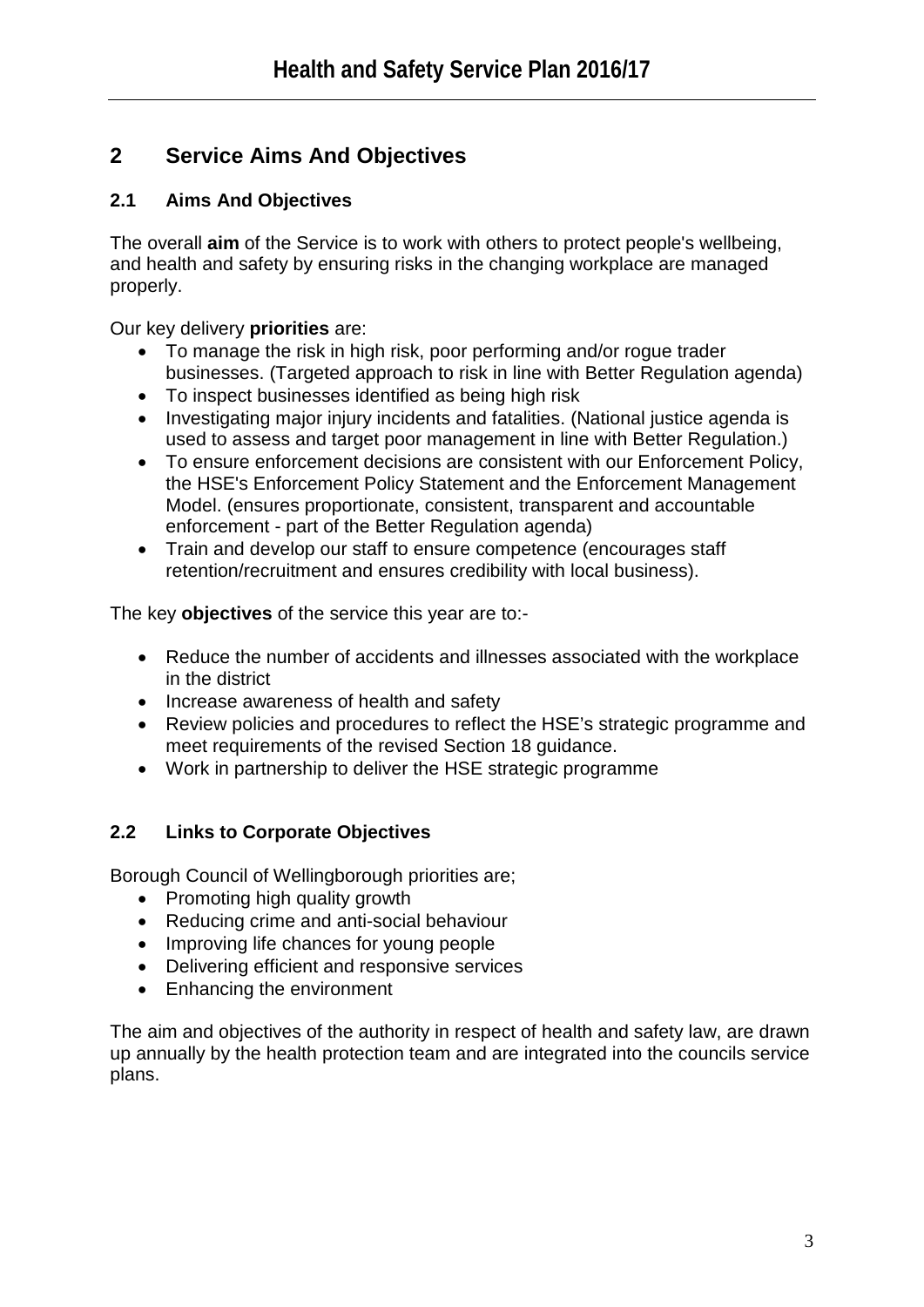## 2 Service Aims And Objectives

### 2.1 Aims And Objectives

The overall **aim** of the Service is to work with others to protect people's wellbeing, and health and safety by ensuring risks in the changing workplace are managed properly.

Our key delivery **priorities** are:

- To manage the risk in high risk, poor performing and/or rogue trader businesses. (Targeted approach to risk in line with Better Regulation agenda)
- To inspect businesses identified as being high risk
- Investigating major injury incidents and fatalities. (National justice agenda is used to assess and target poor management in line with Better Regulation.)
- To ensure enforcement decisions are consistent with our Enforcement Policy, the HSE's Enforcement Policy Statement and the Enforcement Management Model. (ensures proportionate, consistent, transparent and accountable enforcement - part of the Better Regulation agenda)
- Train and develop our staff to ensure competence (encourages staff retention/recruitment and ensures credibility with local business).

The key **objectives** of the service this year are to:-

- Reduce the number of accidents and illnesses associated with the workplace in the district
- Increase awareness of health and safety
- Review policies and procedures to reflect the HSE's strategic programme and meet requirements of the revised Section 18 guidance.
- Work in partnership to deliver the HSE strategic programme

### 2.2 Links to Corporate Objectives

Borough Council of Wellingborough priorities are;

- Promoting high quality growth
- Reducing crime and anti-social behaviour
- Improving life chances for young people
- Delivering efficient and responsive services
- Enhancing the environment

The aim and objectives of the authority in respect of health and safety law, are drawn up annually by the health protection team and are integrated into the councils service plans.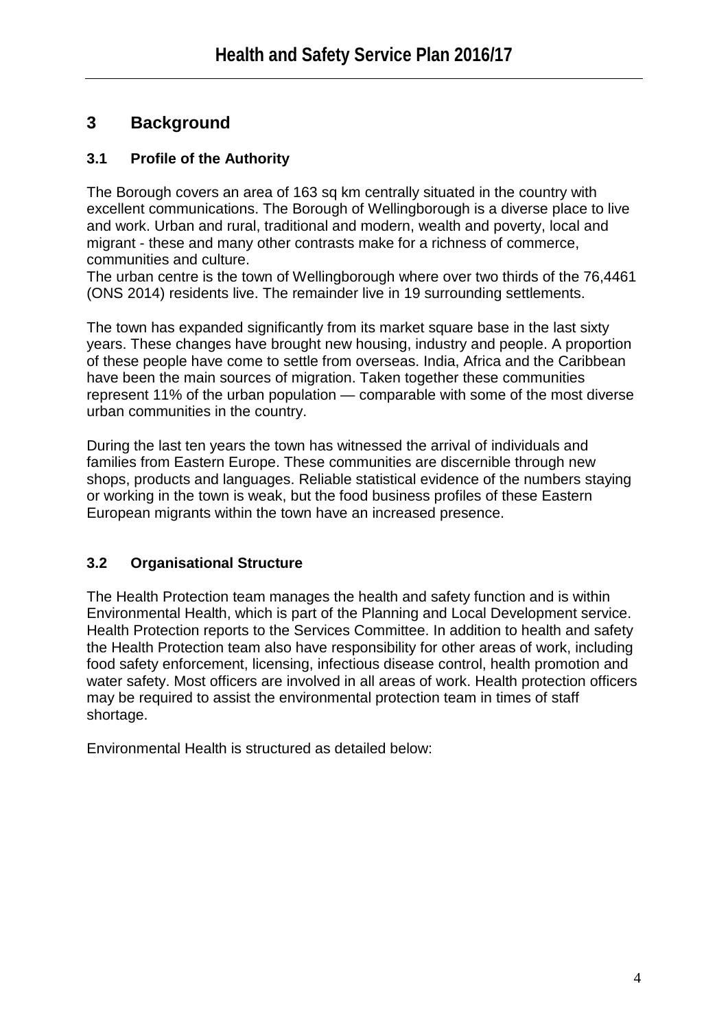## 3 Background

### 3.1 Profile of the Authority

The Borough covers an area of 163 sq km centrally situated in the country with excellent communications. The Borough of Wellingborough is a diverse place to live and work. Urban and rural, traditional and modern, wealth and poverty, local and migrant - these and many other contrasts make for a richness of commerce, communities and culture.
The urban centre is the town of Wellingborough where over two thirds of the 76,4461 (ONS 2014) residents live. The remainder live in 19 surrounding settlements.

The town has expanded significantly from its market square base in the last sixty years. These changes have brought new housing, industry and people. A proportion of these people have come to settle from overseas. India, Africa and the Caribbean have been the main sources of migration. Taken together these communities represent 11% of the urban population — comparable with some of the most diverse urban communities in the country.

During the last ten years the town has witnessed the arrival of individuals and families from Eastern Europe. These communities are discernible through new shops, products and languages. Reliable statistical evidence of the numbers staying or working in the town is weak, but the food business profiles of these Eastern European migrants within the town have an increased presence.

### 3.2 Organisational Structure

The Health Protection team manages the health and safety function and is within Environmental Health, which is part of the Planning and Local Development service. Health Protection reports to the Services Committee. In addition to health and safety the Health Protection team also have responsibility for other areas of work, including food safety enforcement, licensing, infectious disease control, health promotion and water safety. Most officers are involved in all areas of work. Health protection officers may be required to assist the environmental protection team in times of staff shortage.

Environmental Health is structured as detailed below: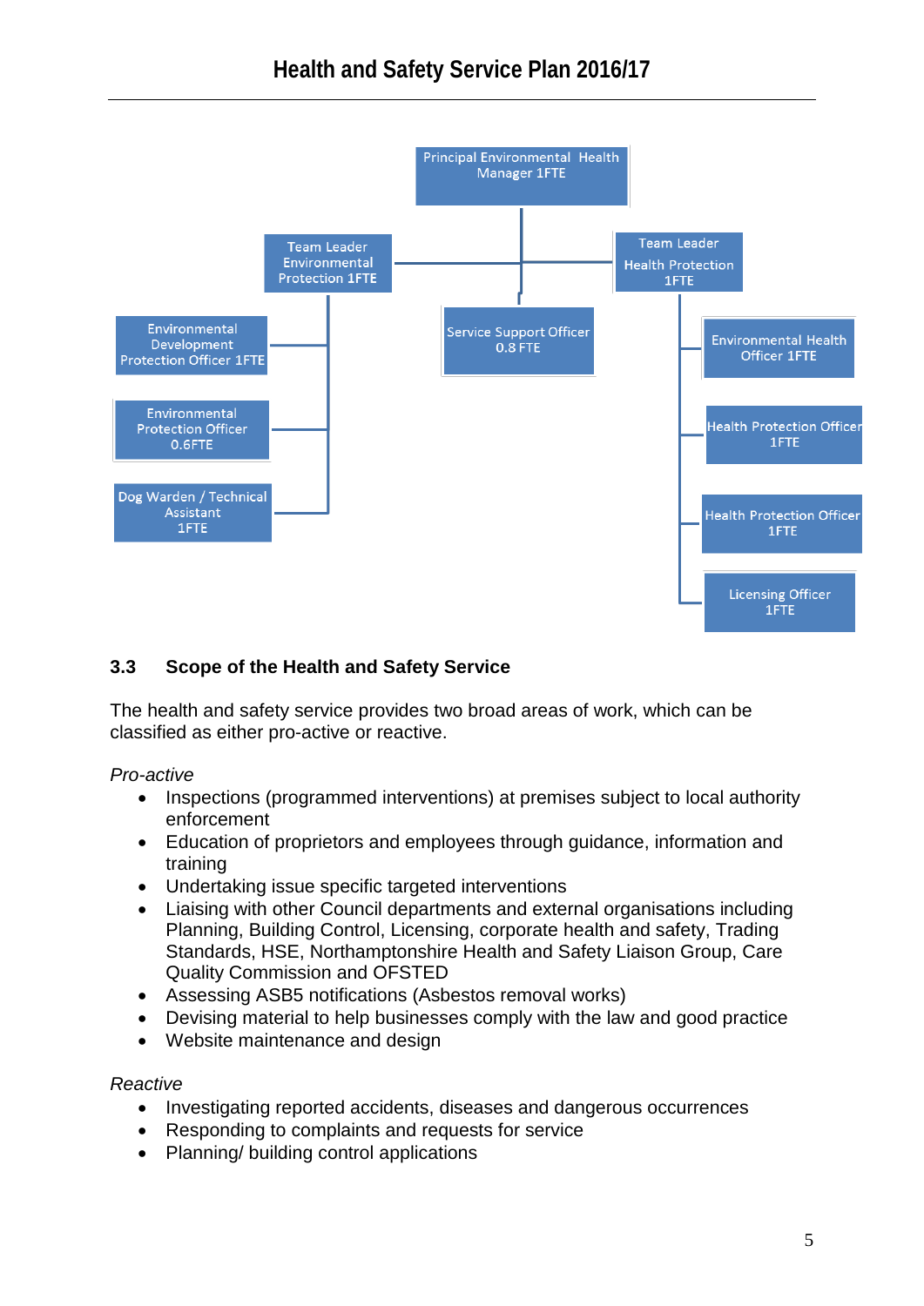- Principal Environmental Health Manager 1FTE
  - Team Leader Environmental Protection 1FTE
    - Environmental Development Protection Officer 1FTE
    - Environmental Protection Officer 0.6FTE
    - Dog Warden / Technical Assistant 1FTE
  - Service Support Officer 0.8 FTE
  - Team Leader Health Protection 1FTE
    - Environmental Health Officer 1FTE
    - Health Protection Officer 1FTE
    - Health Protection Officer 1FTE
    - Licensing Officer 1FTE

### 3.3 Scope of the Health and Safety Service

The health and safety service provides two broad areas of work, which can be classified as either pro-active or reactive.

*Pro-active*

- Inspections (programmed interventions) at premises subject to local authority enforcement
- Education of proprietors and employees through guidance, information and training
- Undertaking issue specific targeted interventions
- Liaising with other Council departments and external organisations including Planning, Building Control, Licensing, corporate health and safety, Trading Standards, HSE, Northamptonshire Health and Safety Liaison Group, Care Quality Commission and OFSTED
- Assessing ASB5 notifications (Asbestos removal works)
- Devising material to help businesses comply with the law and good practice
- Website maintenance and design

*Reactive*

- Investigating reported accidents, diseases and dangerous occurrences
- Responding to complaints and requests for service
- Planning/ building control applications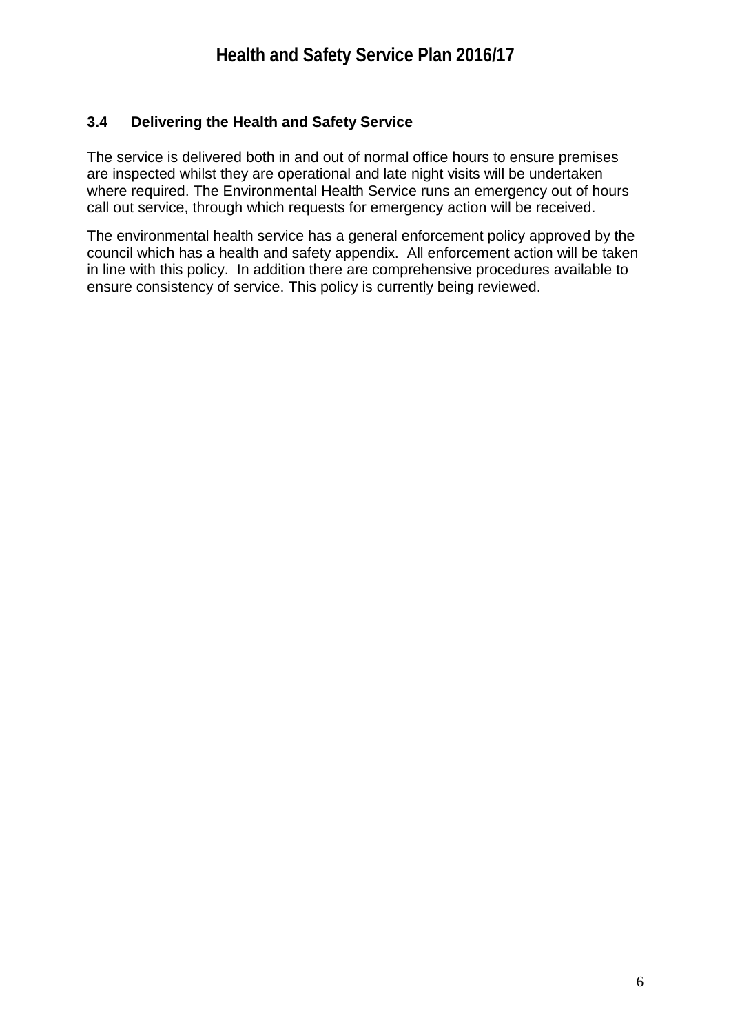### 3.4 Delivering the Health and Safety Service

The service is delivered both in and out of normal office hours to ensure premises are inspected whilst they are operational and late night visits will be undertaken where required. The Environmental Health Service runs an emergency out of hours call out service, through which requests for emergency action will be received.

The environmental health service has a general enforcement policy approved by the council which has a health and safety appendix. All enforcement action will be taken in line with this policy. In addition there are comprehensive procedures available to ensure consistency of service. This policy is currently being reviewed.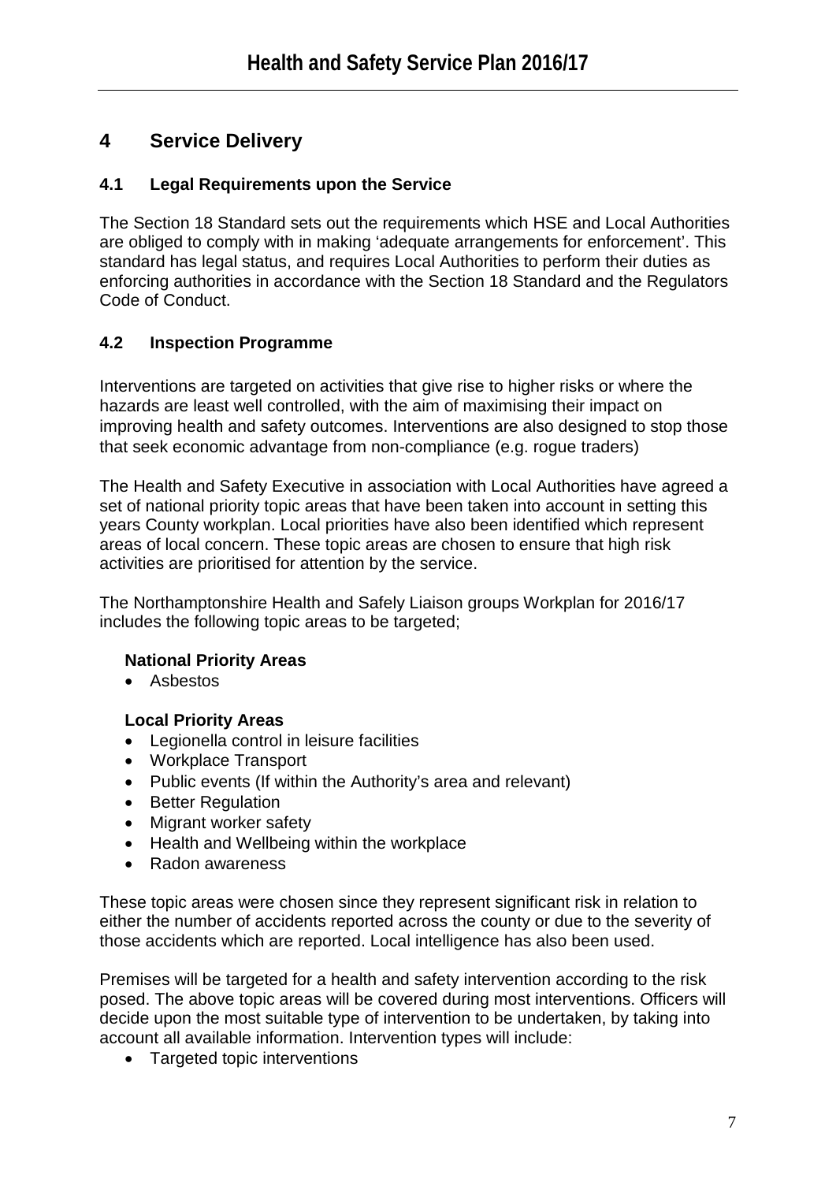## 4 Service Delivery

### 4.1 Legal Requirements upon the Service

The Section 18 Standard sets out the requirements which HSE and Local Authorities are obliged to comply with in making 'adequate arrangements for enforcement'. This standard has legal status, and requires Local Authorities to perform their duties as enforcing authorities in accordance with the Section 18 Standard and the Regulators Code of Conduct.

### 4.2 Inspection Programme

Interventions are targeted on activities that give rise to higher risks or where the hazards are least well controlled, with the aim of maximising their impact on improving health and safety outcomes. Interventions are also designed to stop those that seek economic advantage from non-compliance (e.g. rogue traders)

The Health and Safety Executive in association with Local Authorities have agreed a set of national priority topic areas that have been taken into account in setting this years County workplan. Local priorities have also been identified which represent areas of local concern. These topic areas are chosen to ensure that high risk activities are prioritised for attention by the service.

The Northamptonshire Health and Safely Liaison groups Workplan for 2016/17 includes the following topic areas to be targeted;

**National Priority Areas**

- Asbestos

**Local Priority Areas**

- Legionella control in leisure facilities
- Workplace Transport
- Public events (If within the Authority's area and relevant)
- Better Regulation
- Migrant worker safety
- Health and Wellbeing within the workplace
- Radon awareness

These topic areas were chosen since they represent significant risk in relation to either the number of accidents reported across the county or due to the severity of those accidents which are reported. Local intelligence has also been used.

Premises will be targeted for a health and safety intervention according to the risk posed. The above topic areas will be covered during most interventions. Officers will decide upon the most suitable type of intervention to be undertaken, by taking into account all available information. Intervention types will include:

- Targeted topic interventions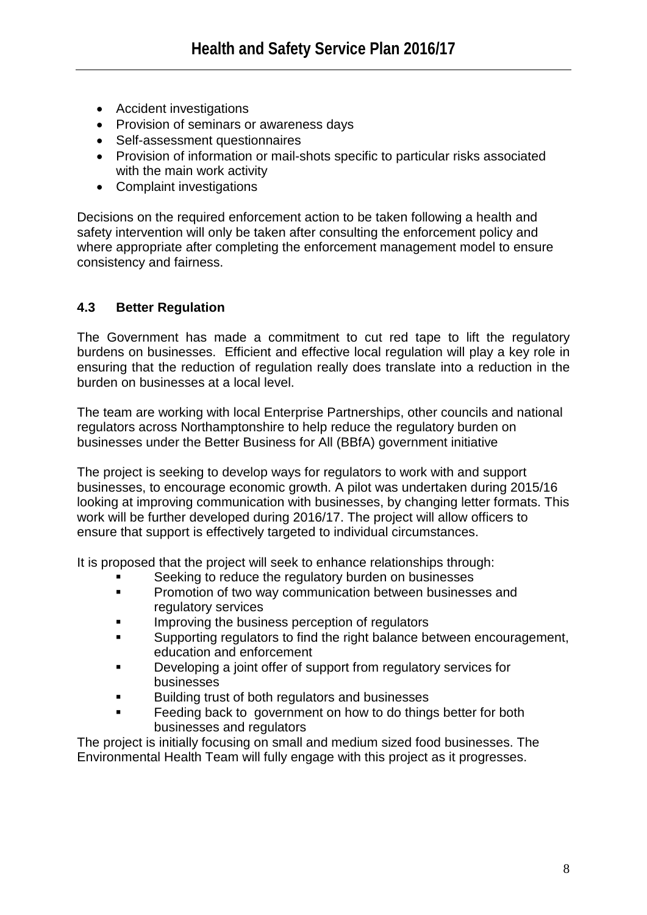- Accident investigations
- Provision of seminars or awareness days
- Self-assessment questionnaires
- Provision of information or mail-shots specific to particular risks associated with the main work activity
- Complaint investigations

Decisions on the required enforcement action to be taken following a health and safety intervention will only be taken after consulting the enforcement policy and where appropriate after completing the enforcement management model to ensure consistency and fairness.

### 4.3 Better Regulation

The Government has made a commitment to cut red tape to lift the regulatory burdens on businesses. Efficient and effective local regulation will play a key role in ensuring that the reduction of regulation really does translate into a reduction in the burden on businesses at a local level.

The team are working with local Enterprise Partnerships, other councils and national regulators across Northamptonshire to help reduce the regulatory burden on businesses under the Better Business for All (BBfA) government initiative

The project is seeking to develop ways for regulators to work with and support businesses, to encourage economic growth. A pilot was undertaken during 2015/16 looking at improving communication with businesses, by changing letter formats. This work will be further developed during 2016/17. The project will allow officers to ensure that support is effectively targeted to individual circumstances.

It is proposed that the project will seek to enhance relationships through:

- Seeking to reduce the regulatory burden on businesses
- Promotion of two way communication between businesses and regulatory services
- Improving the business perception of regulators
- Supporting regulators to find the right balance between encouragement, education and enforcement
- Developing a joint offer of support from regulatory services for businesses
- Building trust of both regulators and businesses
- Feeding back to government on how to do things better for both businesses and regulators

The project is initially focusing on small and medium sized food businesses. The Environmental Health Team will fully engage with this project as it progresses.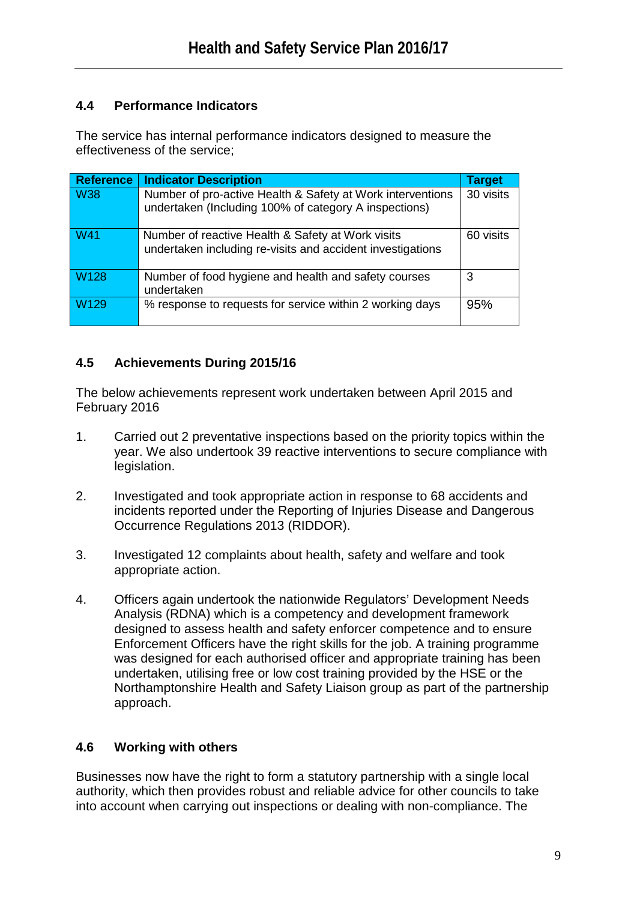### 4.4 Performance Indicators

The service has internal performance indicators designed to measure the effectiveness of the service;

| Reference | Indicator Description | Target |
|---|---|---|
| W38 | Number of pro-active Health & Safety at Work interventions undertaken (Including 100% of category A inspections) | 30 visits |
| W41 | Number of reactive Health & Safety at Work visits undertaken including re-visits and accident investigations | 60 visits |
| W128 | Number of food hygiene and health and safety courses undertaken | 3 |
| W129 | % response to requests for service within 2 working days | 95% |

### 4.5 Achievements During 2015/16

The below achievements represent work undertaken between April 2015 and February 2016

1. Carried out 2 preventative inspections based on the priority topics within the year. We also undertook 39 reactive interventions to secure compliance with legislation.

2. Investigated and took appropriate action in response to 68 accidents and incidents reported under the Reporting of Injuries Disease and Dangerous Occurrence Regulations 2013 (RIDDOR).

3. Investigated 12 complaints about health, safety and welfare and took appropriate action.

4. Officers again undertook the nationwide Regulators' Development Needs Analysis (RDNA) which is a competency and development framework designed to assess health and safety enforcer competence and to ensure Enforcement Officers have the right skills for the job. A training programme was designed for each authorised officer and appropriate training has been undertaken, utilising free or low cost training provided by the HSE or the Northamptonshire Health and Safety Liaison group as part of the partnership approach.

### 4.6 Working with others

Businesses now have the right to form a statutory partnership with a single local authority, which then provides robust and reliable advice for other councils to take into account when carrying out inspections or dealing with non-compliance. The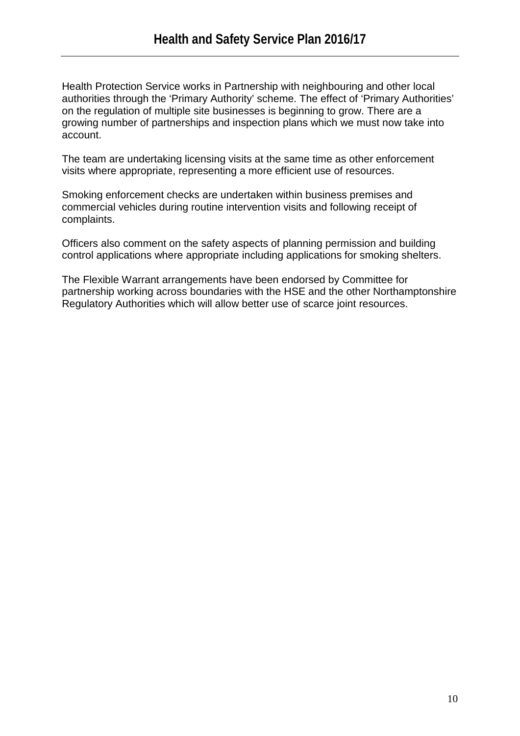Health Protection Service works in Partnership with neighbouring and other local authorities through the 'Primary Authority' scheme. The effect of 'Primary Authorities' on the regulation of multiple site businesses is beginning to grow. There are a growing number of partnerships and inspection plans which we must now take into account.

The team are undertaking licensing visits at the same time as other enforcement visits where appropriate, representing a more efficient use of resources.

Smoking enforcement checks are undertaken within business premises and commercial vehicles during routine intervention visits and following receipt of complaints.

Officers also comment on the safety aspects of planning permission and building control applications where appropriate including applications for smoking shelters.

The Flexible Warrant arrangements have been endorsed by Committee for partnership working across boundaries with the HSE and the other Northamptonshire Regulatory Authorities which will allow better use of scarce joint resources.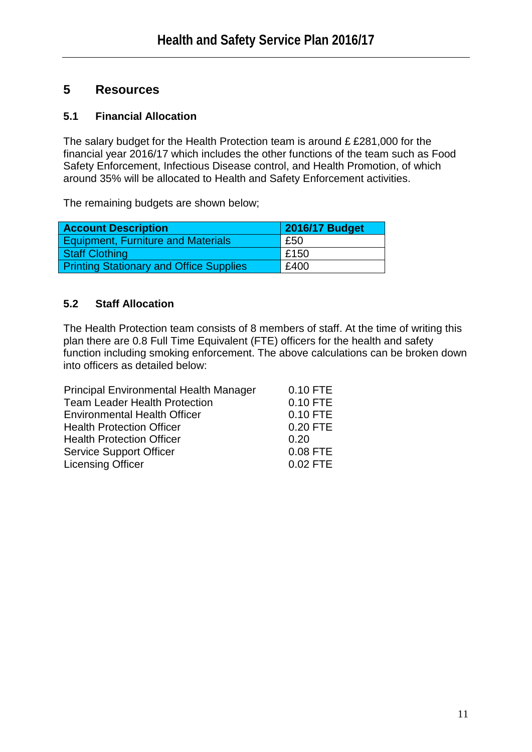## 5 Resources

### 5.1 Financial Allocation

The salary budget for the Health Protection team is around £ £281,000 for the financial year 2016/17 which includes the other functions of the team such as Food Safety Enforcement, Infectious Disease control, and Health Promotion, of which around 35% will be allocated to Health and Safety Enforcement activities.

The remaining budgets are shown below;

| Account Description | 2016/17 Budget |
|---|---|
| Equipment, Furniture and Materials | £50 |
| Staff Clothing | £150 |
| Printing Stationary and Office Supplies | £400 |

### 5.2 Staff Allocation

The Health Protection team consists of 8 members of staff. At the time of writing this plan there are 0.8 Full Time Equivalent (FTE) officers for the health and safety function including smoking enforcement. The above calculations can be broken down into officers as detailed below:

| | |
|---|---|
| Principal Environmental Health Manager | 0.10 FTE |
| Team Leader Health Protection | 0.10 FTE |
| Environmental Health Officer | 0.10 FTE |
| Health Protection Officer | 0.20 FTE |
| Health Protection Officer | 0.20 |
| Service Support Officer | 0.08 FTE |
| Licensing Officer | 0.02 FTE |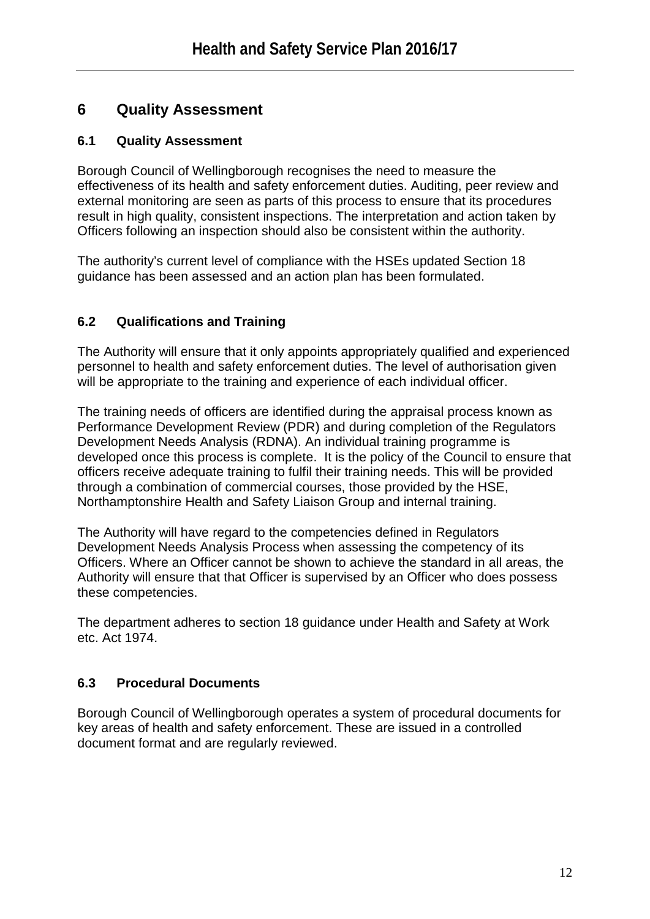# 6 Quality Assessment

## 6.1 Quality Assessment

Borough Council of Wellingborough recognises the need to measure the effectiveness of its health and safety enforcement duties. Auditing, peer review and external monitoring are seen as parts of this process to ensure that its procedures result in high quality, consistent inspections. The interpretation and action taken by Officers following an inspection should also be consistent within the authority.

The authority's current level of compliance with the HSEs updated Section 18 guidance has been assessed and an action plan has been formulated.

## 6.2 Qualifications and Training

The Authority will ensure that it only appoints appropriately qualified and experienced personnel to health and safety enforcement duties. The level of authorisation given will be appropriate to the training and experience of each individual officer.

The training needs of officers are identified during the appraisal process known as Performance Development Review (PDR) and during completion of the Regulators Development Needs Analysis (RDNA). An individual training programme is developed once this process is complete. It is the policy of the Council to ensure that officers receive adequate training to fulfil their training needs. This will be provided through a combination of commercial courses, those provided by the HSE, Northamptonshire Health and Safety Liaison Group and internal training.

The Authority will have regard to the competencies defined in Regulators Development Needs Analysis Process when assessing the competency of its Officers. Where an Officer cannot be shown to achieve the standard in all areas, the Authority will ensure that that Officer is supervised by an Officer who does possess these competencies.

The department adheres to section 18 guidance under Health and Safety at Work etc. Act 1974.

## 6.3 Procedural Documents

Borough Council of Wellingborough operates a system of procedural documents for key areas of health and safety enforcement. These are issued in a controlled document format and are regularly reviewed.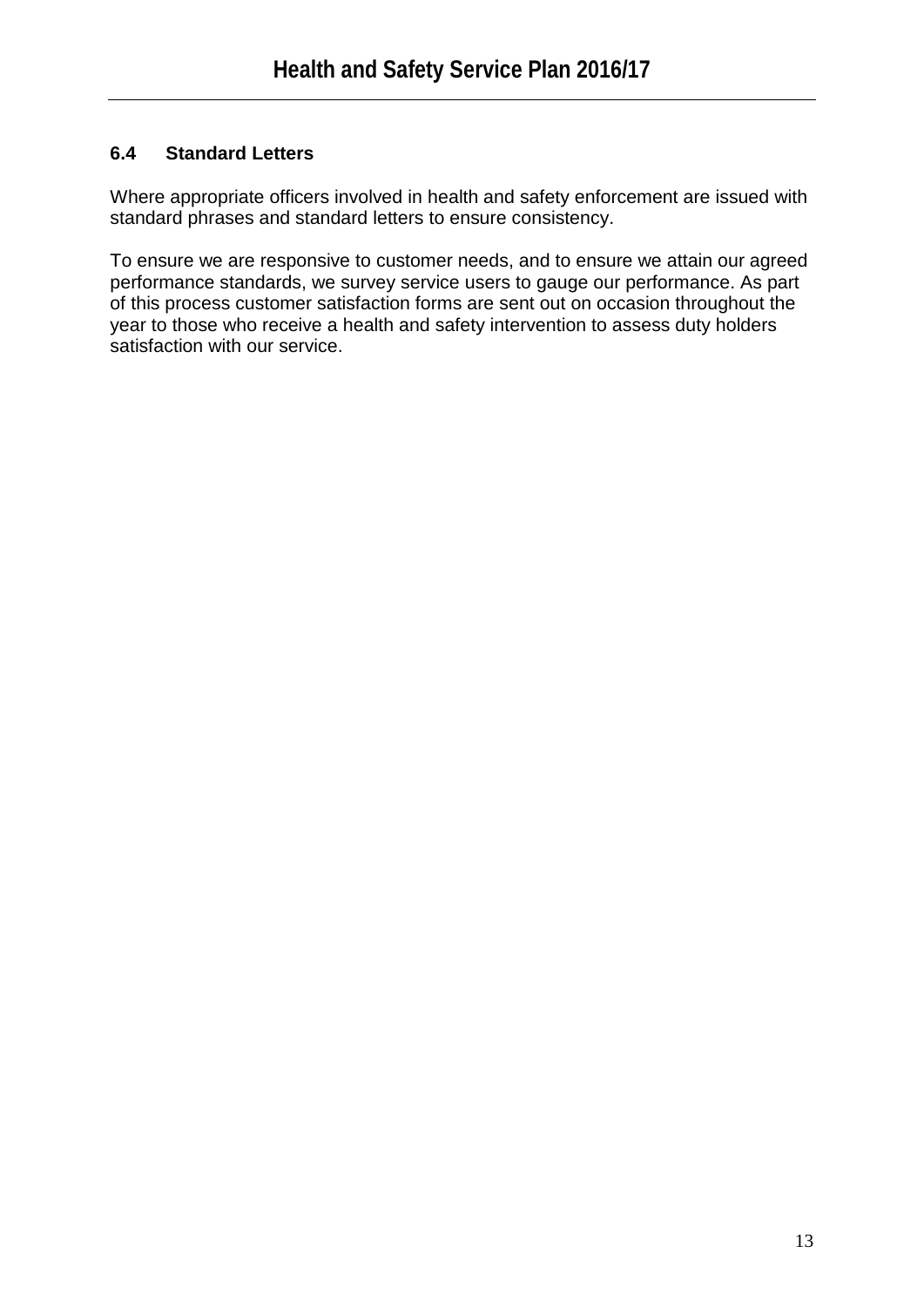### 6.4 Standard Letters

Where appropriate officers involved in health and safety enforcement are issued with standard phrases and standard letters to ensure consistency.

To ensure we are responsive to customer needs, and to ensure we attain our agreed performance standards, we survey service users to gauge our performance. As part of this process customer satisfaction forms are sent out on occasion throughout the year to those who receive a health and safety intervention to assess duty holders satisfaction with our service.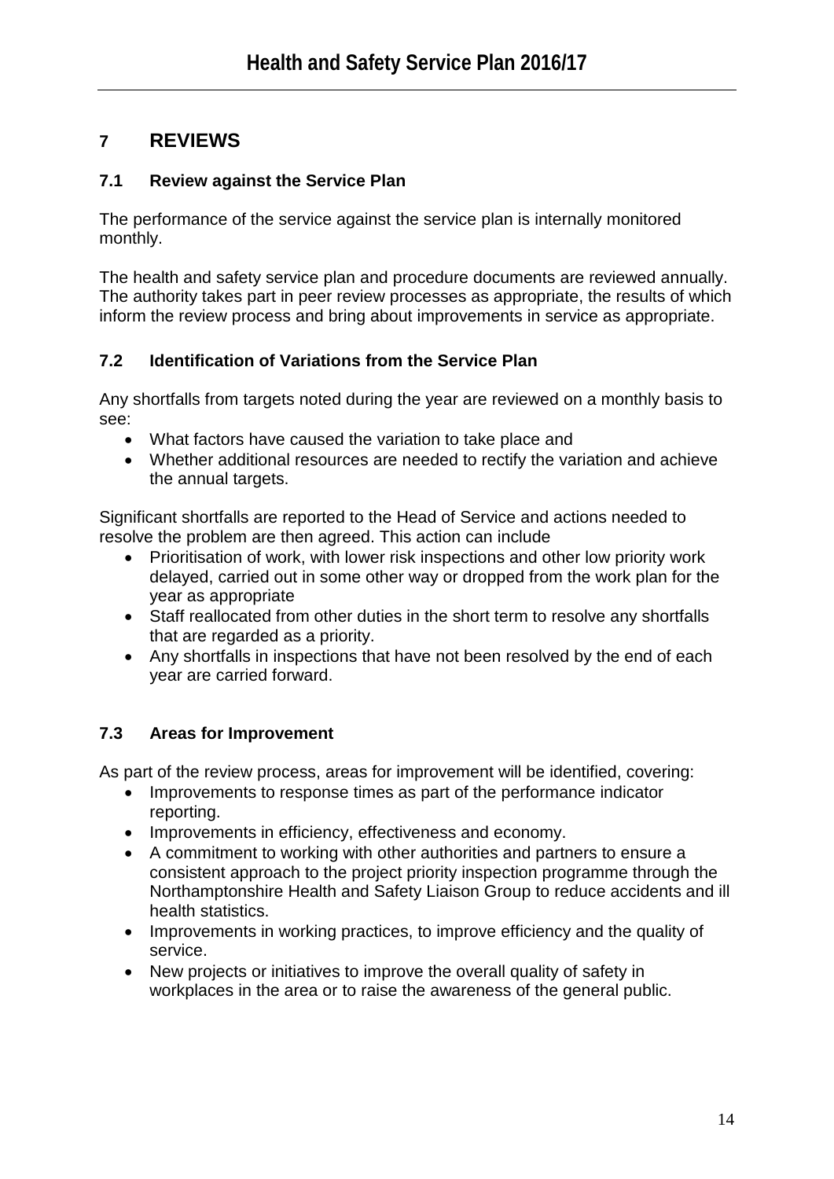# 7 REVIEWS

## 7.1 Review against the Service Plan

The performance of the service against the service plan is internally monitored monthly.

The health and safety service plan and procedure documents are reviewed annually. The authority takes part in peer review processes as appropriate, the results of which inform the review process and bring about improvements in service as appropriate.

## 7.2 Identification of Variations from the Service Plan

Any shortfalls from targets noted during the year are reviewed on a monthly basis to see:

- What factors have caused the variation to take place and
- Whether additional resources are needed to rectify the variation and achieve the annual targets.

Significant shortfalls are reported to the Head of Service and actions needed to resolve the problem are then agreed. This action can include

- Prioritisation of work, with lower risk inspections and other low priority work delayed, carried out in some other way or dropped from the work plan for the year as appropriate
- Staff reallocated from other duties in the short term to resolve any shortfalls that are regarded as a priority.
- Any shortfalls in inspections that have not been resolved by the end of each year are carried forward.

## 7.3 Areas for Improvement

As part of the review process, areas for improvement will be identified, covering:

- Improvements to response times as part of the performance indicator reporting.
- Improvements in efficiency, effectiveness and economy.
- A commitment to working with other authorities and partners to ensure a consistent approach to the project priority inspection programme through the Northamptonshire Health and Safety Liaison Group to reduce accidents and ill health statistics.
- Improvements in working practices, to improve efficiency and the quality of service.
- New projects or initiatives to improve the overall quality of safety in workplaces in the area or to raise the awareness of the general public.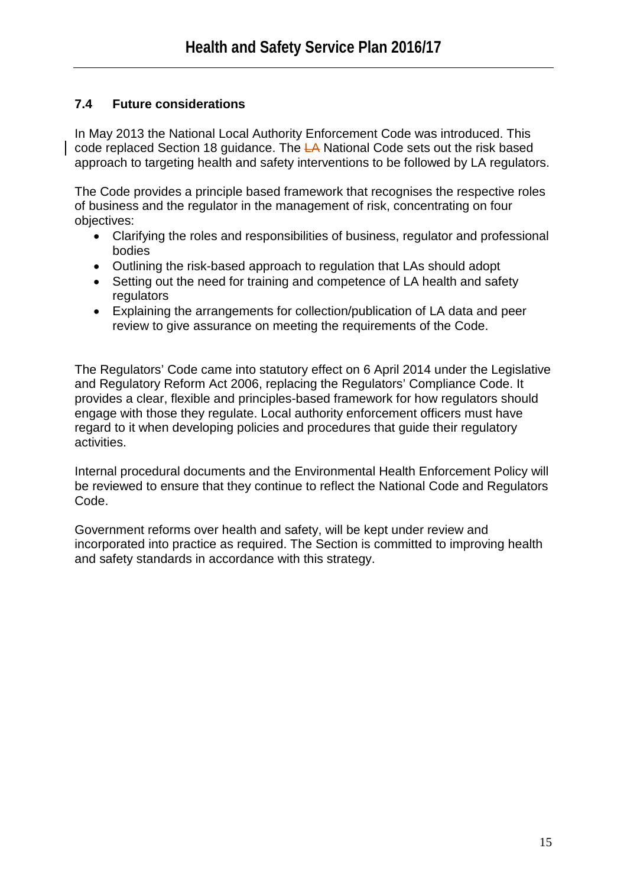### 7.4 Future considerations

In May 2013 the National Local Authority Enforcement Code was introduced. This code replaced Section 18 guidance. The ~~LA~~ National Code sets out the risk based approach to targeting health and safety interventions to be followed by LA regulators.

The Code provides a principle based framework that recognises the respective roles of business and the regulator in the management of risk, concentrating on four objectives:

- Clarifying the roles and responsibilities of business, regulator and professional bodies
- Outlining the risk-based approach to regulation that LAs should adopt
- Setting out the need for training and competence of LA health and safety regulators
- Explaining the arrangements for collection/publication of LA data and peer review to give assurance on meeting the requirements of the Code.

The Regulators' Code came into statutory effect on 6 April 2014 under the Legislative and Regulatory Reform Act 2006, replacing the Regulators' Compliance Code. It provides a clear, flexible and principles-based framework for how regulators should engage with those they regulate. Local authority enforcement officers must have regard to it when developing policies and procedures that guide their regulatory activities.

Internal procedural documents and the Environmental Health Enforcement Policy will be reviewed to ensure that they continue to reflect the National Code and Regulators Code.

Government reforms over health and safety, will be kept under review and incorporated into practice as required. The Section is committed to improving health and safety standards in accordance with this strategy.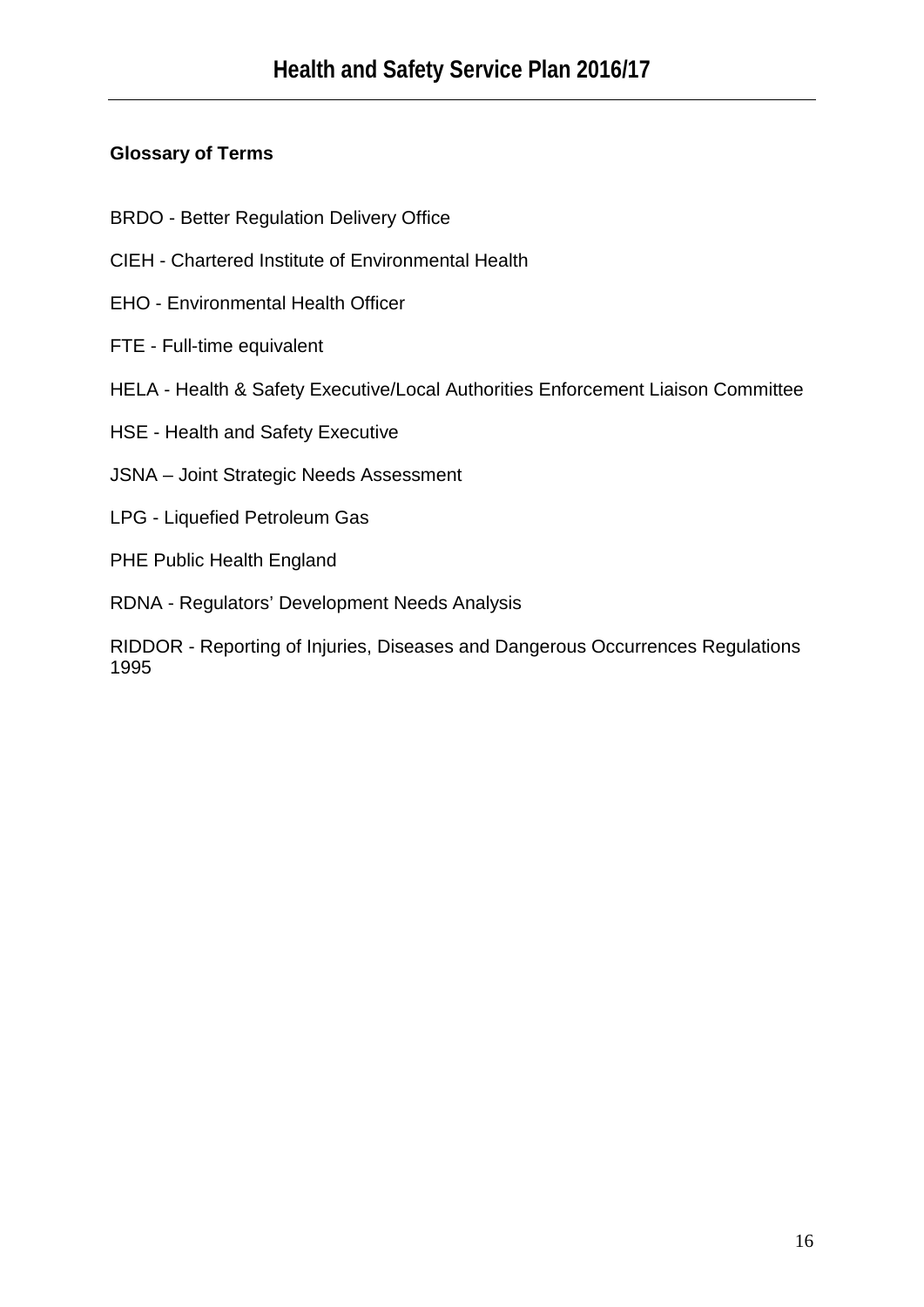**Glossary of Terms**

BRDO - Better Regulation Delivery Office

CIEH - Chartered Institute of Environmental Health

EHO - Environmental Health Officer

FTE - Full-time equivalent

HELA - Health & Safety Executive/Local Authorities Enforcement Liaison Committee

HSE - Health and Safety Executive

JSNA – Joint Strategic Needs Assessment

LPG - Liquefied Petroleum Gas

PHE Public Health England

RDNA - Regulators' Development Needs Analysis

RIDDOR - Reporting of Injuries, Diseases and Dangerous Occurrences Regulations 1995